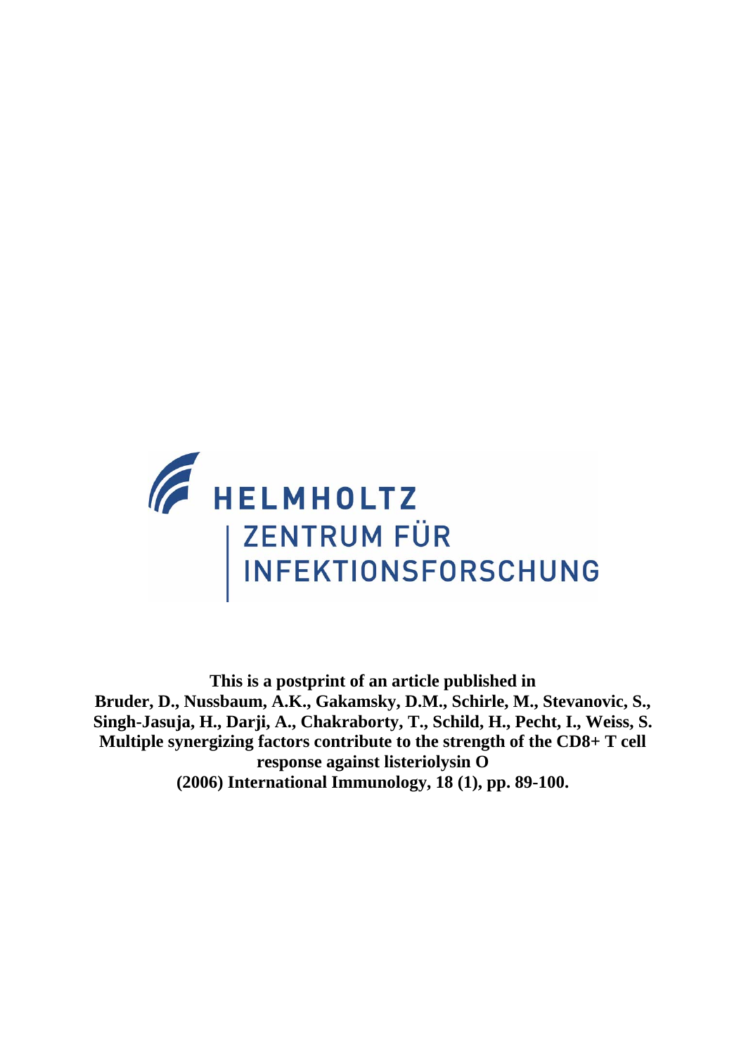HELMHOLTZ

ZENTRUM FÜR INFEKTIONSFORSCHUNG

**This is a postprint of an article published in**
**Bruder, D., Nussbaum, A.K., Gakamsky, D.M., Schirle, M., Stevanovic, S., Singh-Jasuja, H., Darji, A., Chakraborty, T., Schild, H., Pecht, I., Weiss, S.**
**Multiple synergizing factors contribute to the strength of the CD8+ T cell response against listeriolysin O**
**(2006) International Immunology, 18 (1), pp. 89-100.**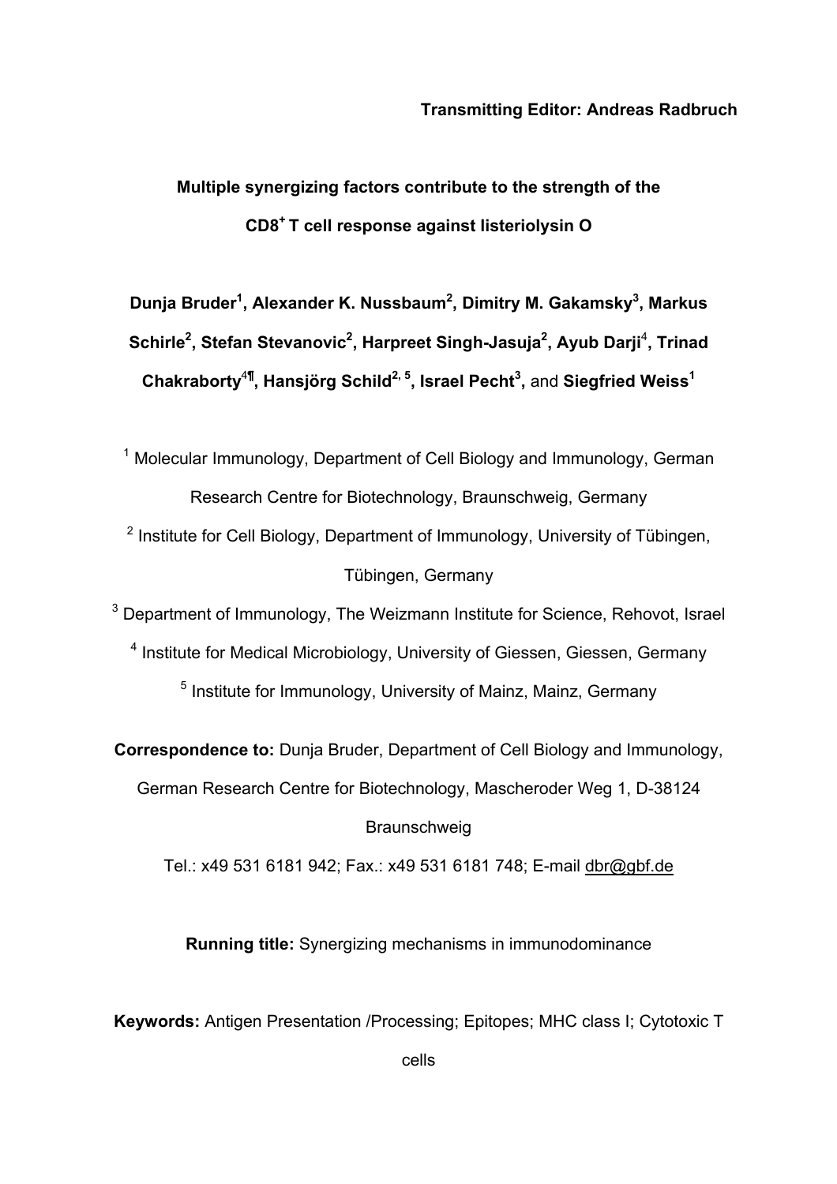**Transmitting Editor: Andreas Radbruch**

# Multiple synergizing factors contribute to the strength of the CD8$^+$ T cell response against listeriolysin O

**Dunja Bruder**[1], **Alexander K. Nussbaum**[2], **Dimitry M. Gakamsky**[3], **Markus Schirle**[2], **Stefan Stevanovic**[2], **Harpreet Singh-Jasuja**[2], **Ayub Darji**[4], **Trinad Chakraborty**[4¶], **Hansjörg Schild**[2, 5], **Israel Pecht**[3], and **Siegfried Weiss**[1]

[1] Molecular Immunology, Department of Cell Biology and Immunology, German Research Centre for Biotechnology, Braunschweig, Germany

[2] Institute for Cell Biology, Department of Immunology, University of Tübingen, Tübingen, Germany

[3] Department of Immunology, The Weizmann Institute for Science, Rehovot, Israel

[4] Institute for Medical Microbiology, University of Giessen, Giessen, Germany

[5] Institute for Immunology, University of Mainz, Mainz, Germany

**Correspondence to:** Dunja Bruder, Department of Cell Biology and Immunology, German Research Centre for Biotechnology, Mascheroder Weg 1, D-38124 Braunschweig

Tel.: x49 531 6181 942; Fax.: x49 531 6181 748; E-mail dbr@gbf.de

**Running title:** Synergizing mechanisms in immunodominance

**Keywords:** Antigen Presentation /Processing; Epitopes; MHC class I; Cytotoxic T cells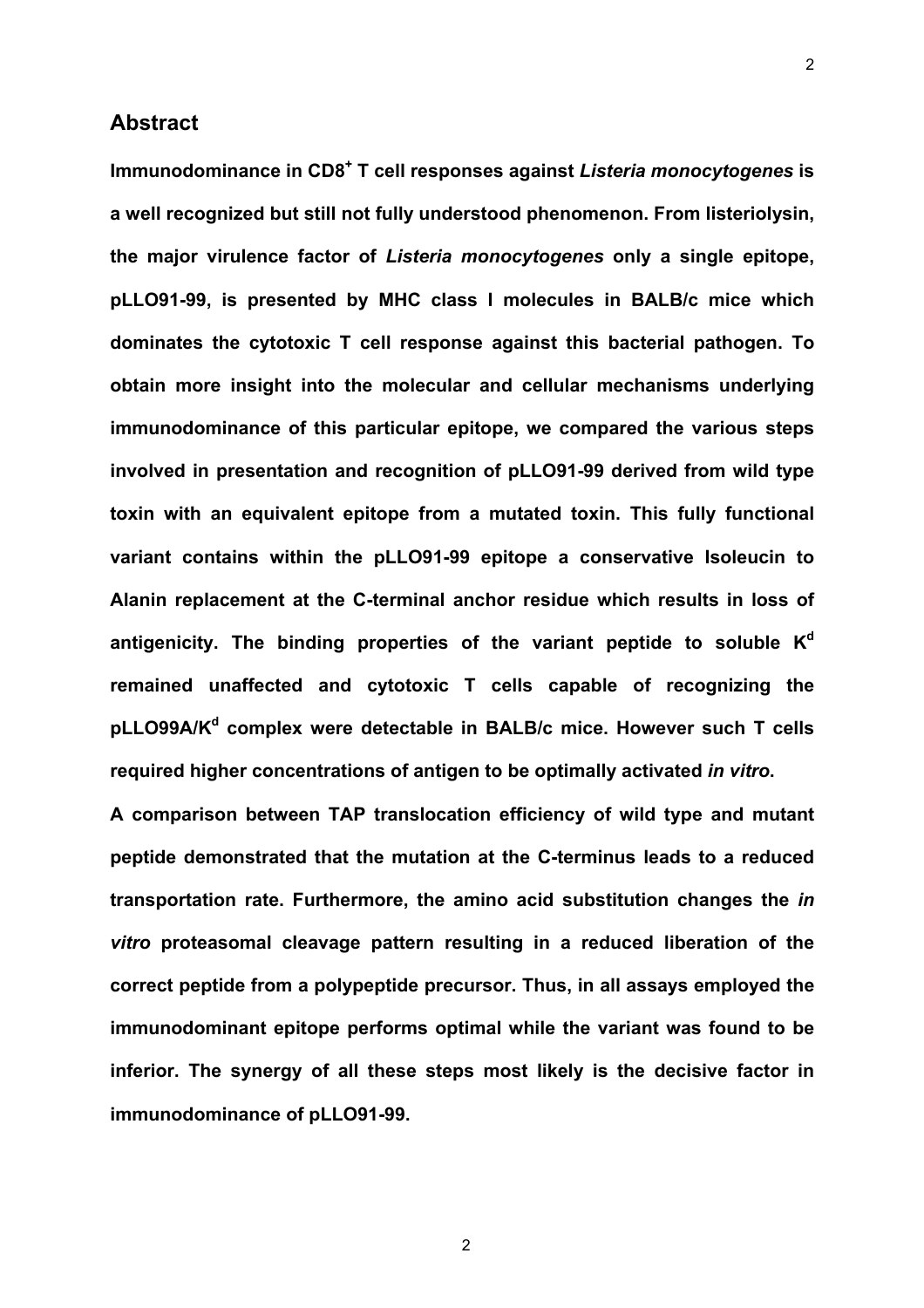## Abstract

**Immunodominance in CD8$^+$ T cell responses against *Listeria monocytogenes* is a well recognized but still not fully understood phenomenon. From listeriolysin, the major virulence factor of *Listeria monocytogenes* only a single epitope, pLLO91-99, is presented by MHC class I molecules in BALB/c mice which dominates the cytotoxic T cell response against this bacterial pathogen. To obtain more insight into the molecular and cellular mechanisms underlying immunodominance of this particular epitope, we compared the various steps involved in presentation and recognition of pLLO91-99 derived from wild type toxin with an equivalent epitope from a mutated toxin. This fully functional variant contains within the pLLO91-99 epitope a conservative Isoleucin to Alanin replacement at the C-terminal anchor residue which results in loss of antigenicity. The binding properties of the variant peptide to soluble K$^d$ remained unaffected and cytotoxic T cells capable of recognizing the pLLO99A/K$^d$ complex were detectable in BALB/c mice. However such T cells required higher concentrations of antigen to be optimally activated *in vitro*.**

**A comparison between TAP translocation efficiency of wild type and mutant peptide demonstrated that the mutation at the C-terminus leads to a reduced transportation rate. Furthermore, the amino acid substitution changes the *in vitro* proteasomal cleavage pattern resulting in a reduced liberation of the correct peptide from a polypeptide precursor. Thus, in all assays employed the immunodominant epitope performs optimal while the variant was found to be inferior. The synergy of all these steps most likely is the decisive factor in immunodominance of pLLO91-99.**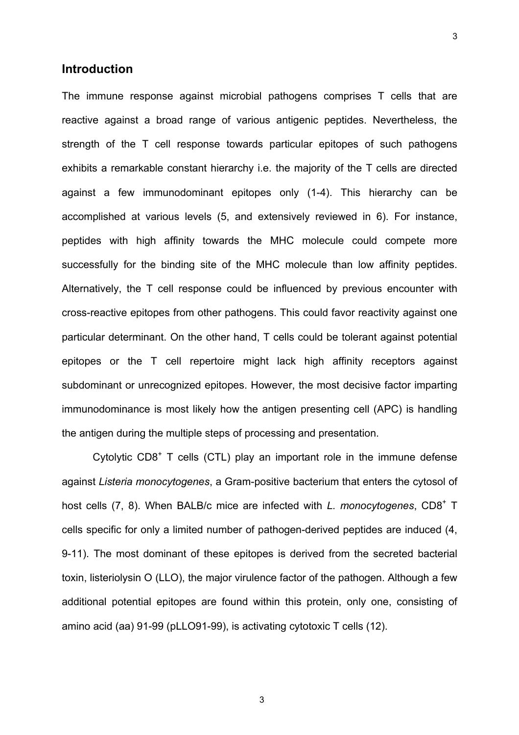## Introduction

The immune response against microbial pathogens comprises T cells that are reactive against a broad range of various antigenic peptides. Nevertheless, the strength of the T cell response towards particular epitopes of such pathogens exhibits a remarkable constant hierarchy i.e. the majority of the T cells are directed against a few immunodominant epitopes only (1-4). This hierarchy can be accomplished at various levels (5, and extensively reviewed in 6). For instance, peptides with high affinity towards the MHC molecule could compete more successfully for the binding site of the MHC molecule than low affinity peptides. Alternatively, the T cell response could be influenced by previous encounter with cross-reactive epitopes from other pathogens. This could favor reactivity against one particular determinant. On the other hand, T cells could be tolerant against potential epitopes or the T cell repertoire might lack high affinity receptors against subdominant or unrecognized epitopes. However, the most decisive factor imparting immunodominance is most likely how the antigen presenting cell (APC) is handling the antigen during the multiple steps of processing and presentation.

Cytolytic $CD8^+$ T cells (CTL) play an important role in the immune defense against *Listeria monocytogenes*, a Gram-positive bacterium that enters the cytosol of host cells (7, 8). When BALB/c mice are infected with *L. monocytogenes*, $CD8^+$ T cells specific for only a limited number of pathogen-derived peptides are induced (4, 9-11). The most dominant of these epitopes is derived from the secreted bacterial toxin, listeriolysin O (LLO), the major virulence factor of the pathogen. Although a few additional potential epitopes are found within this protein, only one, consisting of amino acid (aa) 91-99 (pLLO91-99), is activating cytotoxic T cells (12).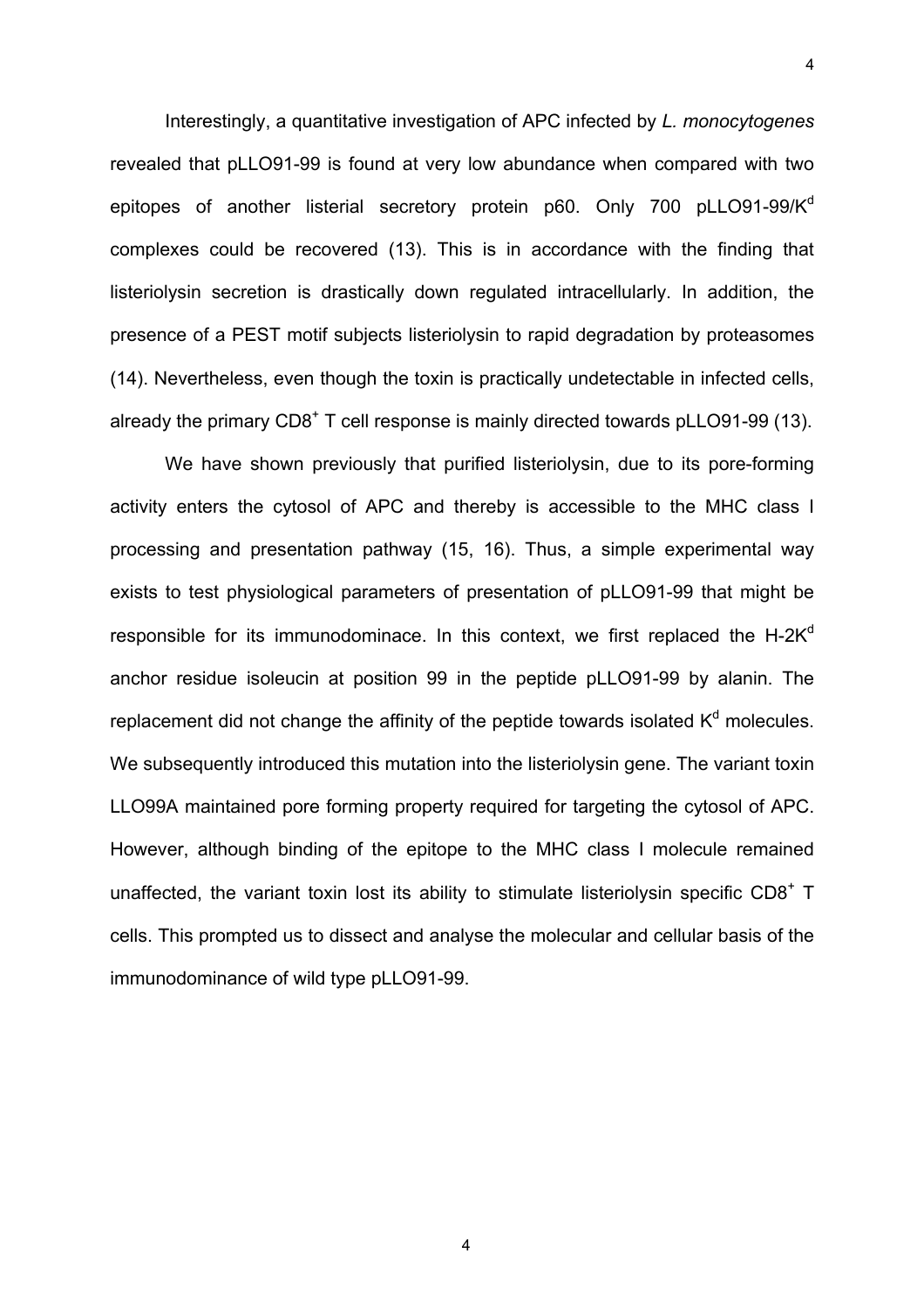Interestingly, a quantitative investigation of APC infected by *L. monocytogenes* revealed that pLLO91-99 is found at very low abundance when compared with two epitopes of another listerial secretory protein p60. Only 700 pLLO91-99/$K^d$ complexes could be recovered (13). This is in accordance with the finding that listeriolysin secretion is drastically down regulated intracellularly. In addition, the presence of a PEST motif subjects listeriolysin to rapid degradation by proteasomes (14). Nevertheless, even though the toxin is practically undetectable in infected cells, already the primary $CD8^+$ T cell response is mainly directed towards pLLO91-99 (13).

We have shown previously that purified listeriolysin, due to its pore-forming activity enters the cytosol of APC and thereby is accessible to the MHC class I processing and presentation pathway (15, 16). Thus, a simple experimental way exists to test physiological parameters of presentation of pLLO91-99 that might be responsible for its immunodominace. In this context, we first replaced the H-2$K^d$ anchor residue isoleucin at position 99 in the peptide pLLO91-99 by alanin. The replacement did not change the affinity of the peptide towards isolated $K^d$ molecules. We subsequently introduced this mutation into the listeriolysin gene. The variant toxin LLO99A maintained pore forming property required for targeting the cytosol of APC. However, although binding of the epitope to the MHC class I molecule remained unaffected, the variant toxin lost its ability to stimulate listeriolysin specific $CD8^+$ T cells. This prompted us to dissect and analyse the molecular and cellular basis of the immunodominance of wild type pLLO91-99.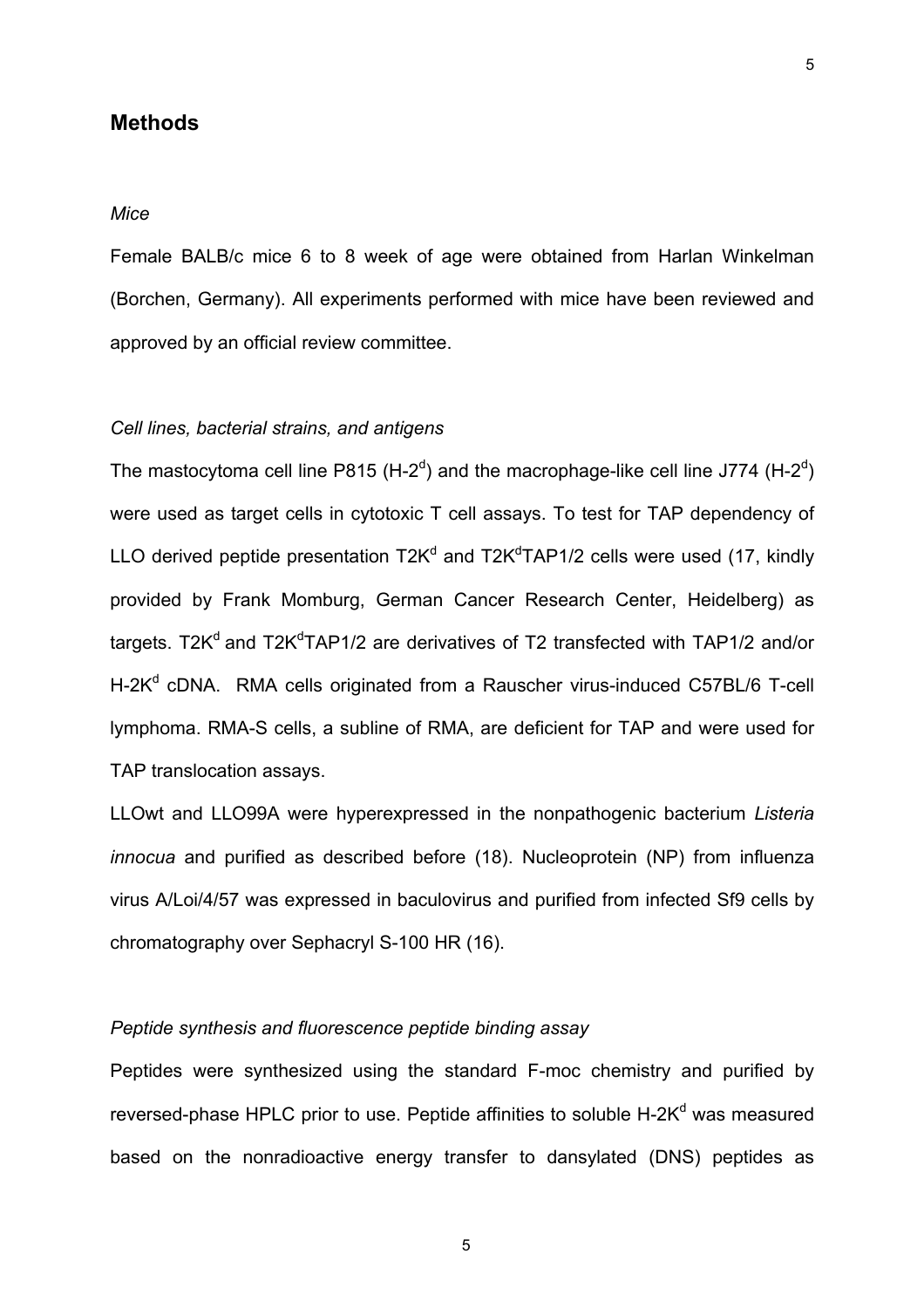## Methods

### *Mice*

Female BALB/c mice 6 to 8 week of age were obtained from Harlan Winkelman (Borchen, Germany). All experiments performed with mice have been reviewed and approved by an official review committee.

### *Cell lines, bacterial strains, and antigens*

The mastocytoma cell line P815 (H-$2^d$) and the macrophage-like cell line J774 (H-$2^d$) were used as target cells in cytotoxic T cell assays. To test for TAP dependency of LLO derived peptide presentation T2$K^d$ and T2$K^d$TAP1/2 cells were used (17, kindly provided by Frank Momburg, German Cancer Research Center, Heidelberg) as targets. T2$K^d$ and T2$K^d$TAP1/2 are derivatives of T2 transfected with TAP1/2 and/or H-2$K^d$ cDNA. RMA cells originated from a Rauscher virus-induced C57BL/6 T-cell lymphoma. RMA-S cells, a subline of RMA, are deficient for TAP and were used for TAP translocation assays.

LLOwt and LLO99A were hyperexpressed in the nonpathogenic bacterium *Listeria innocua* and purified as described before (18). Nucleoprotein (NP) from influenza virus A/Loi/4/57 was expressed in baculovirus and purified from infected Sf9 cells by chromatography over Sephacryl S-100 HR (16).

### *Peptide synthesis and fluorescence peptide binding assay*

Peptides were synthesized using the standard F-moc chemistry and purified by reversed-phase HPLC prior to use. Peptide affinities to soluble H-2$K^d$ was measured based on the nonradioactive energy transfer to dansylated (DNS) peptides as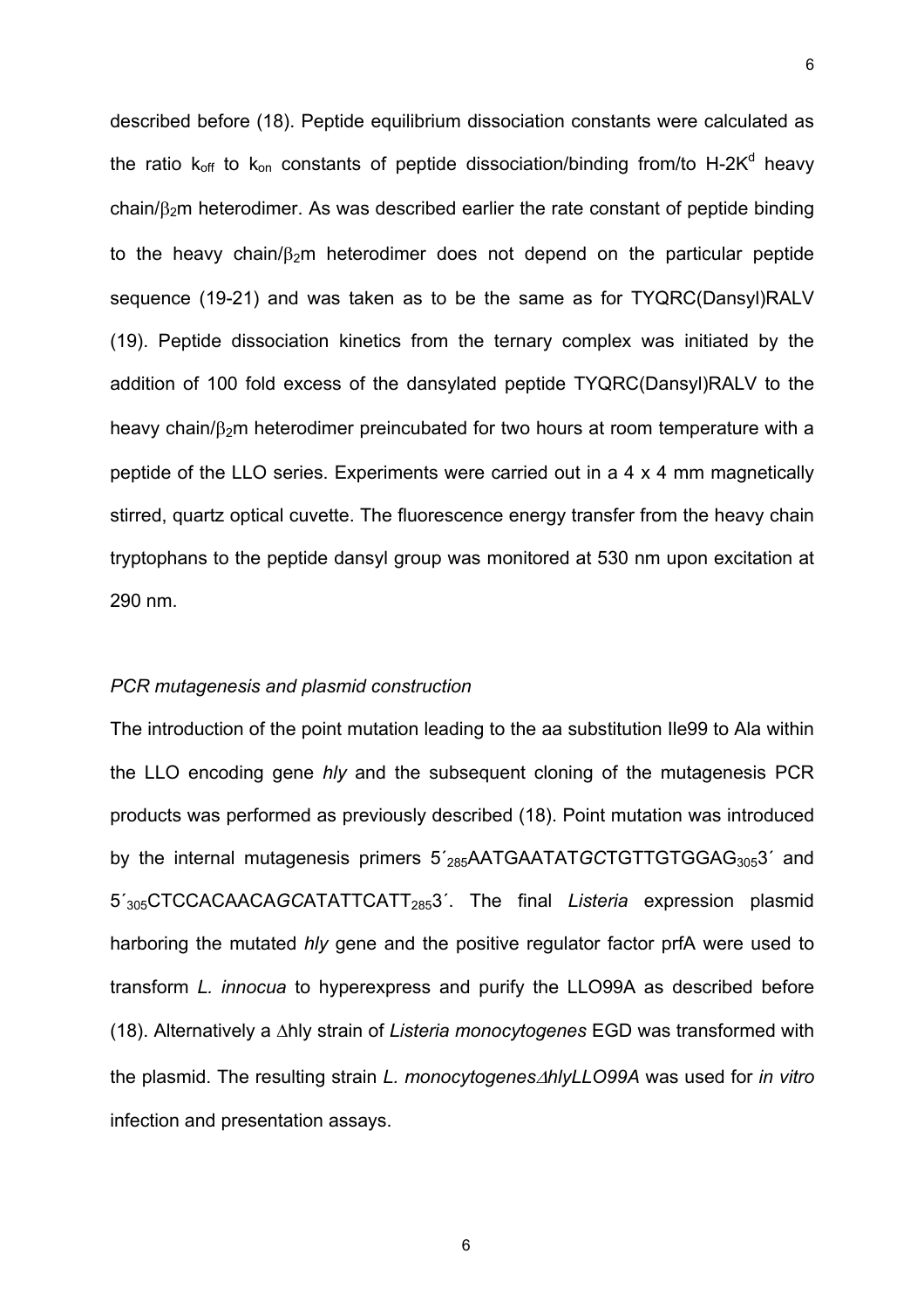described before (18). Peptide equilibrium dissociation constants were calculated as the ratio $k_{off}$ to $k_{on}$ constants of peptide dissociation/binding from/to H-2K$^d$ heavy chain/$\beta_2$m heterodimer. As was described earlier the rate constant of peptide binding to the heavy chain/$\beta_2$m heterodimer does not depend on the particular peptide sequence (19-21) and was taken as to be the same as for TYQRC(Dansyl)RALV (19). Peptide dissociation kinetics from the ternary complex was initiated by the addition of 100 fold excess of the dansylated peptide TYQRC(Dansyl)RALV to the heavy chain/$\beta_2$m heterodimer preincubated for two hours at room temperature with a peptide of the LLO series. Experiments were carried out in a 4 x 4 mm magnetically stirred, quartz optical cuvette. The fluorescence energy transfer from the heavy chain tryptophans to the peptide dansyl group was monitored at 530 nm upon excitation at 290 nm.

*PCR mutagenesis and plasmid construction*

The introduction of the point mutation leading to the aa substitution Ile99 to Ala within the LLO encoding gene *hly* and the subsequent cloning of the mutagenesis PCR products was performed as previously described (18). Point mutation was introduced by the internal mutagenesis primers 5´$_{285}$AATGAATAT*GC*TGTTGTGGAG$_{305}$3´ and 5´$_{305}$CTCCACAACA*GC*ATATTCATT$_{285}$3´. The final *Listeria* expression plasmid harboring the mutated *hly* gene and the positive regulator factor prfA were used to transform *L. innocua* to hyperexpress and purify the LLO99A as described before (18). Alternatively a ∆hly strain of *Listeria monocytogenes* EGD was transformed with the plasmid. The resulting strain *L. monocytogenes∆hlyLLO99A* was used for *in vitro* infection and presentation assays.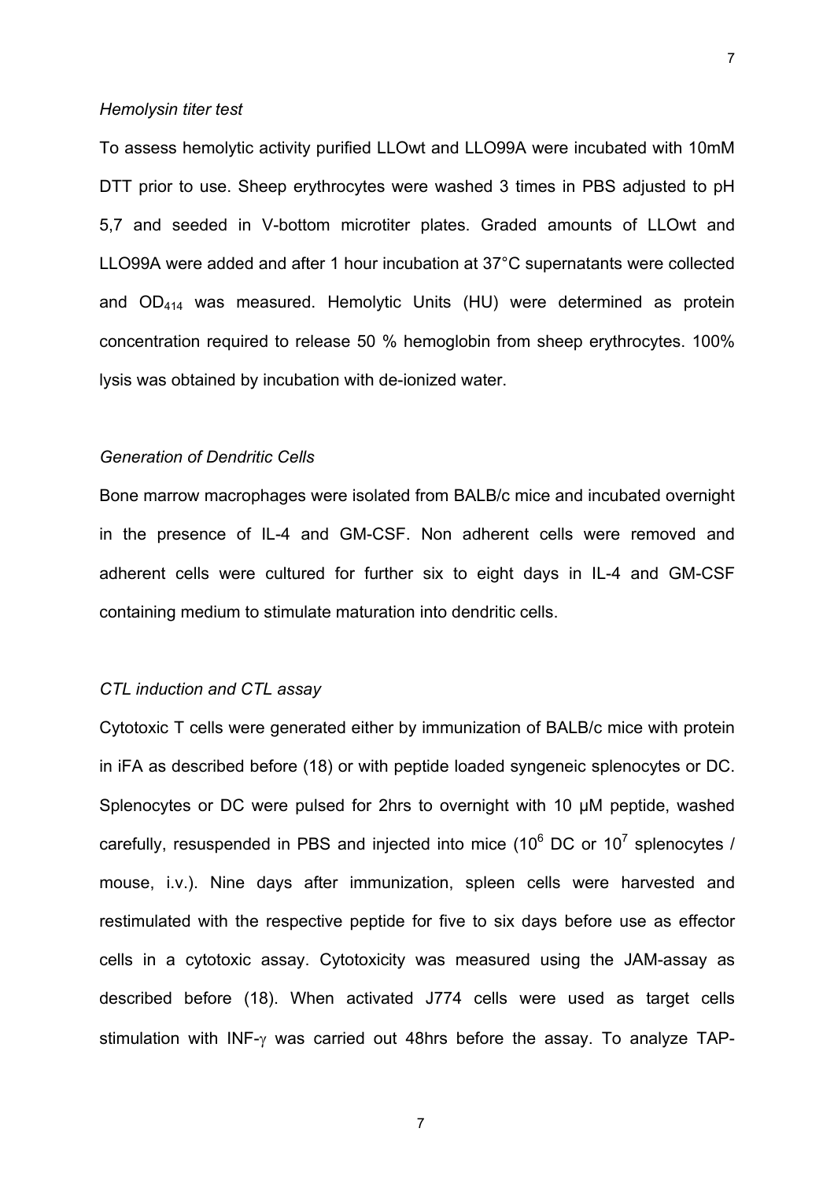*Hemolysin titer test*

To assess hemolytic activity purified LLOwt and LLO99A were incubated with 10mM DTT prior to use. Sheep erythrocytes were washed 3 times in PBS adjusted to pH 5,7 and seeded in V-bottom microtiter plates. Graded amounts of LLOwt and LLO99A were added and after 1 hour incubation at 37°C supernatants were collected and $OD_{414}$ was measured. Hemolytic Units (HU) were determined as protein concentration required to release 50 % hemoglobin from sheep erythrocytes. 100% lysis was obtained by incubation with de-ionized water.

*Generation of Dendritic Cells*

Bone marrow macrophages were isolated from BALB/c mice and incubated overnight in the presence of IL-4 and GM-CSF. Non adherent cells were removed and adherent cells were cultured for further six to eight days in IL-4 and GM-CSF containing medium to stimulate maturation into dendritic cells.

*CTL induction and CTL assay*

Cytotoxic T cells were generated either by immunization of BALB/c mice with protein in iFA as described before (18) or with peptide loaded syngeneic splenocytes or DC. Splenocytes or DC were pulsed for 2hrs to overnight with 10 µM peptide, washed carefully, resuspended in PBS and injected into mice ($10^6$ DC or $10^7$ splenocytes / mouse, i.v.). Nine days after immunization, spleen cells were harvested and restimulated with the respective peptide for five to six days before use as effector cells in a cytotoxic assay. Cytotoxicity was measured using the JAM-assay as described before (18). When activated J774 cells were used as target cells stimulation with INF-$\gamma$ was carried out 48hrs before the assay. To analyze TAP-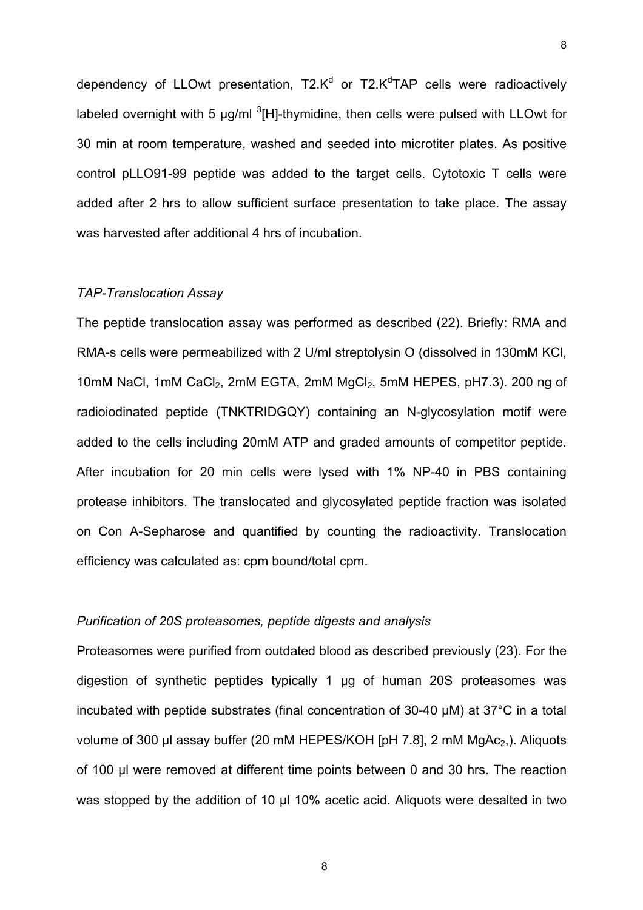dependency of LLOwt presentation, T2.K$^d$ or T2.K$^d$TAP cells were radioactively labeled overnight with 5 µg/ml $^3$[H]-thymidine, then cells were pulsed with LLOwt for 30 min at room temperature, washed and seeded into microtiter plates. As positive control pLLO91-99 peptide was added to the target cells. Cytotoxic T cells were added after 2 hrs to allow sufficient surface presentation to take place. The assay was harvested after additional 4 hrs of incubation.

*TAP-Translocation Assay*

The peptide translocation assay was performed as described (22). Briefly: RMA and RMA-s cells were permeabilized with 2 U/ml streptolysin O (dissolved in 130mM KCl, 10mM NaCl, 1mM $CaCl_2$, 2mM EGTA, 2mM $MgCl_2$, 5mM HEPES, pH7.3). 200 ng of radioiodinated peptide (TNKTRIDGQY) containing an N-glycosylation motif were added to the cells including 20mM ATP and graded amounts of competitor peptide. After incubation for 20 min cells were lysed with 1% NP-40 in PBS containing protease inhibitors. The translocated and glycosylated peptide fraction was isolated on Con A-Sepharose and quantified by counting the radioactivity. Translocation efficiency was calculated as: cpm bound/total cpm.

*Purification of 20S proteasomes, peptide digests and analysis*

Proteasomes were purified from outdated blood as described previously (23). For the digestion of synthetic peptides typically 1 µg of human 20S proteasomes was incubated with peptide substrates (final concentration of 30-40 µM) at 37°C in a total volume of 300 µl assay buffer (20 mM HEPES/KOH [pH 7.8], 2 mM $MgAc_2$,). Aliquots of 100 µl were removed at different time points between 0 and 30 hrs. The reaction was stopped by the addition of 10 µl 10% acetic acid. Aliquots were desalted in two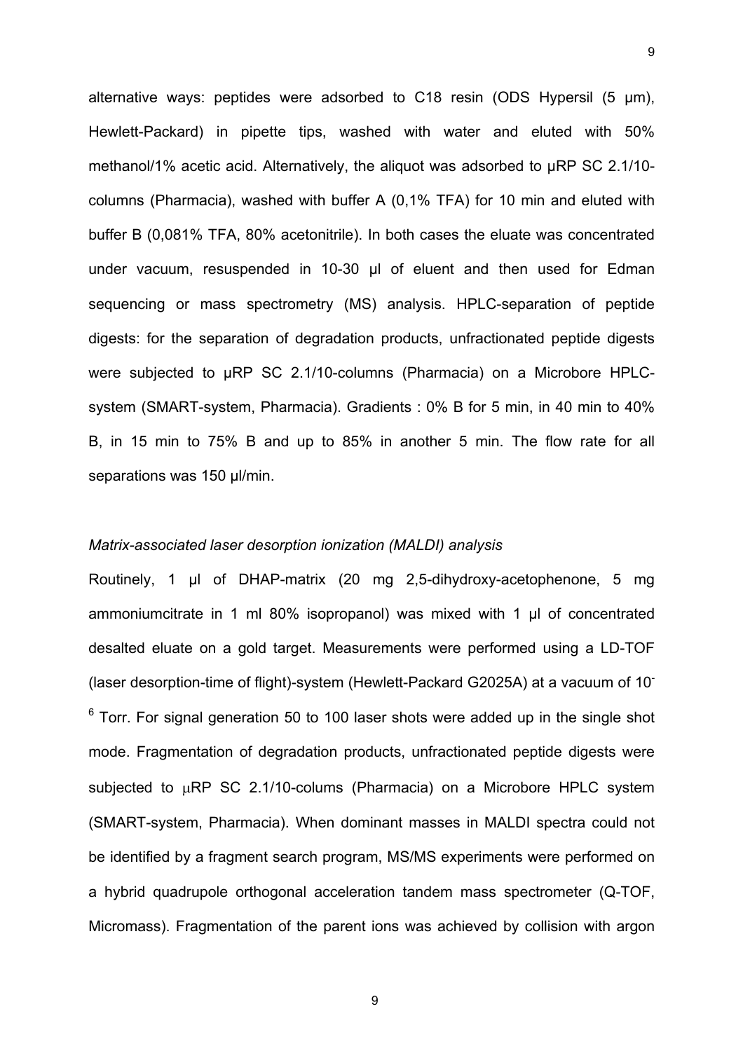alternative ways: peptides were adsorbed to C18 resin (ODS Hypersil (5 µm), Hewlett-Packard) in pipette tips, washed with water and eluted with 50% methanol/1% acetic acid. Alternatively, the aliquot was adsorbed to µRP SC 2.1/10-columns (Pharmacia), washed with buffer A (0,1% TFA) for 10 min and eluted with buffer B (0,081% TFA, 80% acetonitrile). In both cases the eluate was concentrated under vacuum, resuspended in 10-30 µl of eluent and then used for Edman sequencing or mass spectrometry (MS) analysis. HPLC-separation of peptide digests: for the separation of degradation products, unfractionated peptide digests were subjected to µRP SC 2.1/10-columns (Pharmacia) on a Microbore HPLC-system (SMART-system, Pharmacia). Gradients : 0% B for 5 min, in 40 min to 40% B, in 15 min to 75% B and up to 85% in another 5 min. The flow rate for all separations was 150 µl/min.

*Matrix-associated laser desorption ionization (MALDI) analysis*

Routinely, 1 µl of DHAP-matrix (20 mg 2,5-dihydroxy-acetophenone, 5 mg ammoniumcitrate in 1 ml 80% isopropanol) was mixed with 1 µl of concentrated desalted eluate on a gold target. Measurements were performed using a LD-TOF (laser desorption-time of flight)-system (Hewlett-Packard G2025A) at a vacuum of $10^{-6}$ Torr. For signal generation 50 to 100 laser shots were added up in the single shot mode. Fragmentation of degradation products, unfractionated peptide digests were subjected to µRP SC 2.1/10-colums (Pharmacia) on a Microbore HPLC system (SMART-system, Pharmacia). When dominant masses in MALDI spectra could not be identified by a fragment search program, MS/MS experiments were performed on a hybrid quadrupole orthogonal acceleration tandem mass spectrometer (Q-TOF, Micromass). Fragmentation of the parent ions was achieved by collision with argon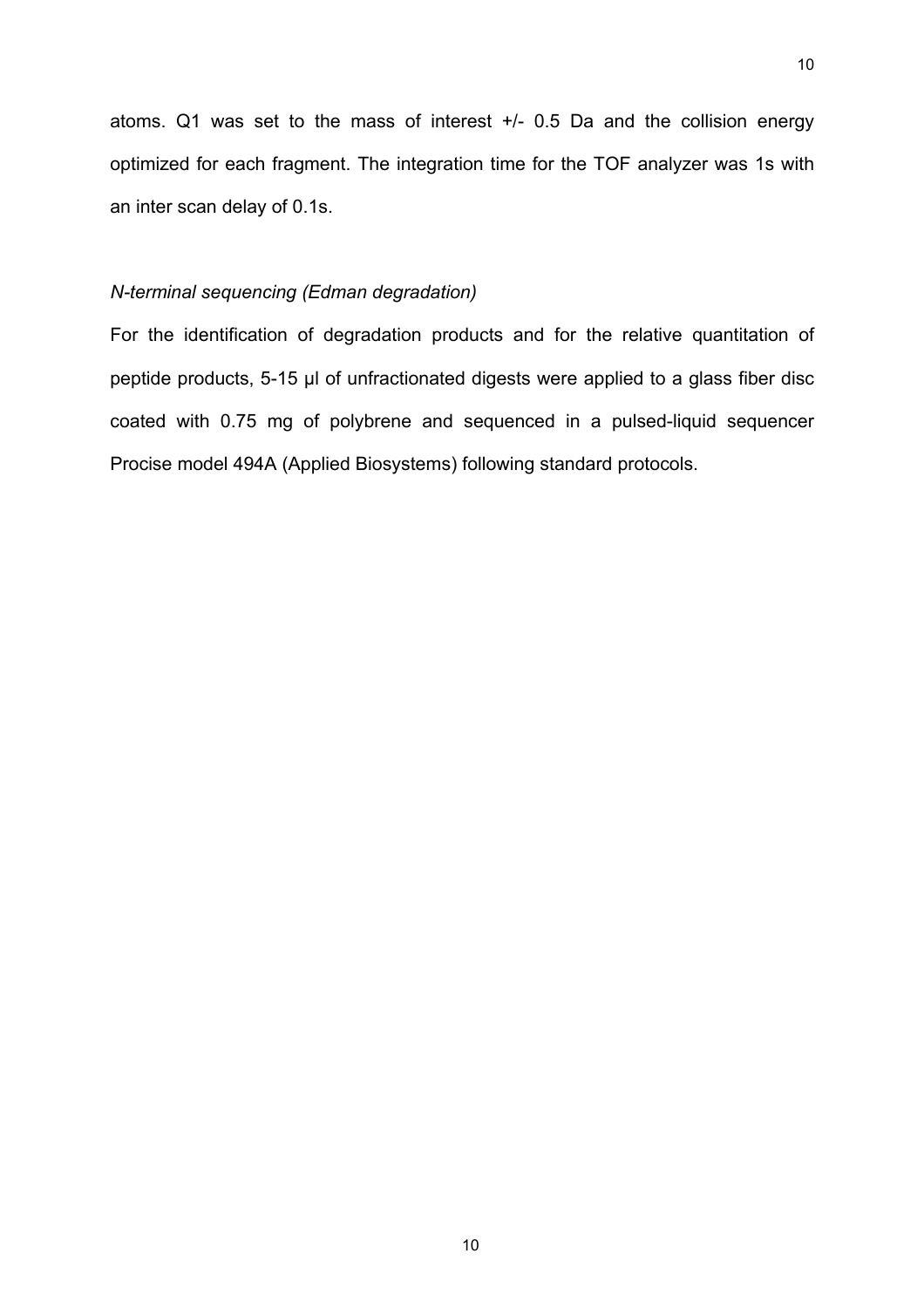atoms. Q1 was set to the mass of interest +/- 0.5 Da and the collision energy optimized for each fragment. The integration time for the TOF analyzer was 1s with an inter scan delay of 0.1s.

*N-terminal sequencing (Edman degradation)*

For the identification of degradation products and for the relative quantitation of peptide products, 5-15 µl of unfractionated digests were applied to a glass fiber disc coated with 0.75 mg of polybrene and sequenced in a pulsed-liquid sequencer Procise model 494A (Applied Biosystems) following standard protocols.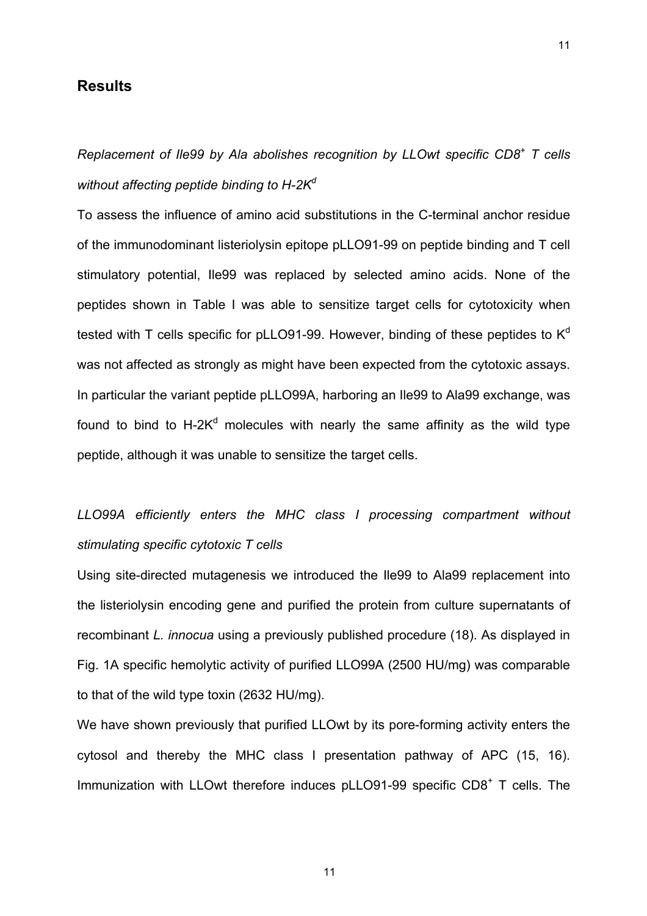## Results

*Replacement of Ile99 by Ala abolishes recognition by LLOwt specific $CD8^+$ T cells without affecting peptide binding to $H\text{-}2K^d$*

To assess the influence of amino acid substitutions in the C-terminal anchor residue of the immunodominant listeriolysin epitope pLLO91-99 on peptide binding and T cell stimulatory potential, Ile99 was replaced by selected amino acids. None of the peptides shown in Table I was able to sensitize target cells for cytotoxicity when tested with T cells specific for pLLO91-99. However, binding of these peptides to $K^d$ was not affected as strongly as might have been expected from the cytotoxic assays. In particular the variant peptide pLLO99A, harboring an Ile99 to Ala99 exchange, was found to bind to $H\text{-}2K^d$ molecules with nearly the same affinity as the wild type peptide, although it was unable to sensitize the target cells.

*LLO99A efficiently enters the MHC class I processing compartment without stimulating specific cytotoxic T cells*

Using site-directed mutagenesis we introduced the Ile99 to Ala99 replacement into the listeriolysin encoding gene and purified the protein from culture supernatants of recombinant *L. innocua* using a previously published procedure (18). As displayed in Fig. 1A specific hemolytic activity of purified LLO99A (2500 HU/mg) was comparable to that of the wild type toxin (2632 HU/mg).

We have shown previously that purified LLOwt by its pore-forming activity enters the cytosol and thereby the MHC class I presentation pathway of APC (15, 16). Immunization with LLOwt therefore induces pLLO91-99 specific $CD8^+$ T cells. The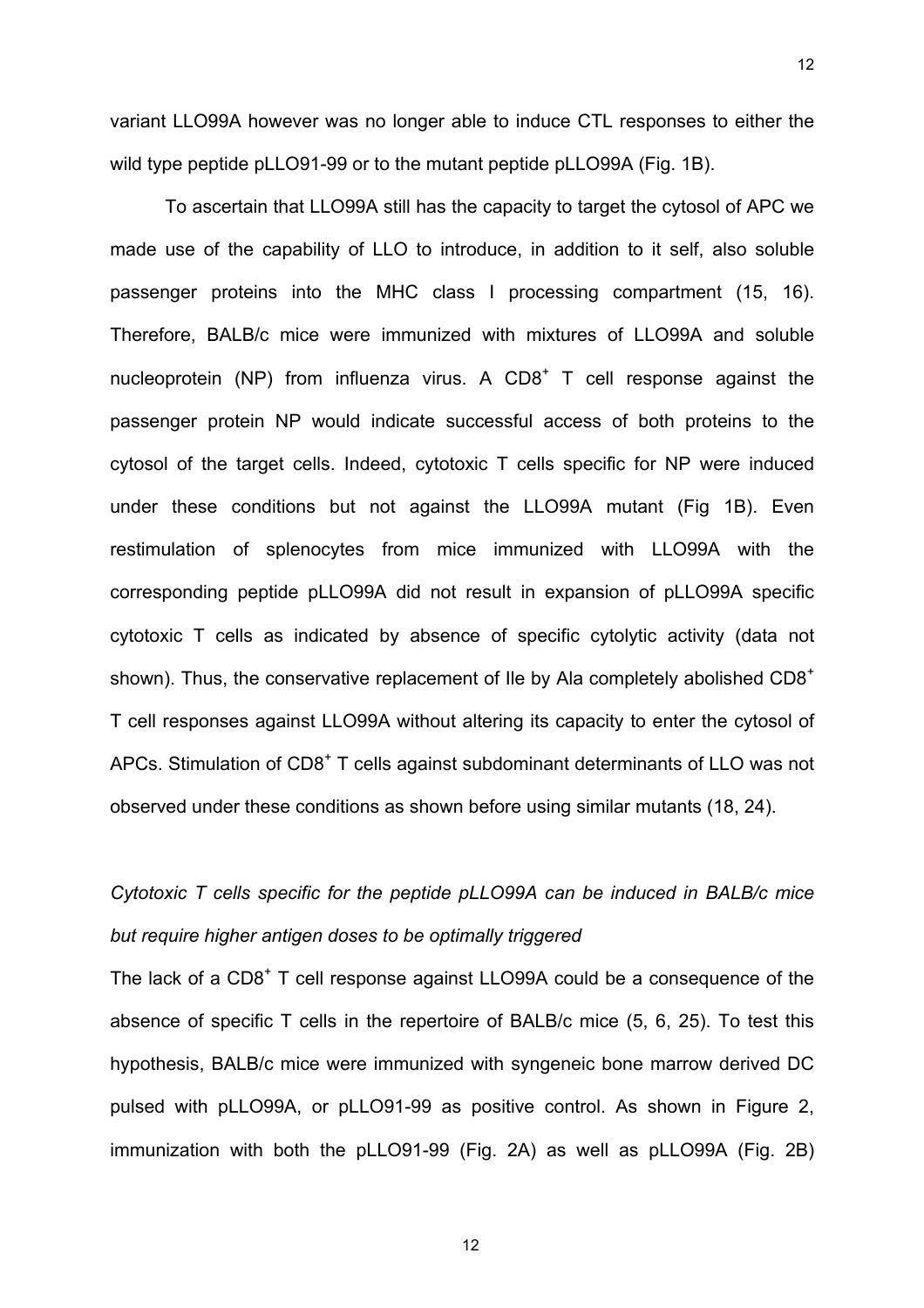variant LLO99A however was no longer able to induce CTL responses to either the wild type peptide pLLO91-99 or to the mutant peptide pLLO99A (Fig. 1B).

To ascertain that LLO99A still has the capacity to target the cytosol of APC we made use of the capability of LLO to introduce, in addition to it self, also soluble passenger proteins into the MHC class I processing compartment (15, 16). Therefore, BALB/c mice were immunized with mixtures of LLO99A and soluble nucleoprotein (NP) from influenza virus. A $CD8^+$ T cell response against the passenger protein NP would indicate successful access of both proteins to the cytosol of the target cells. Indeed, cytotoxic T cells specific for NP were induced under these conditions but not against the LLO99A mutant (Fig 1B). Even restimulation of splenocytes from mice immunized with LLO99A with the corresponding peptide pLLO99A did not result in expansion of pLLO99A specific cytotoxic T cells as indicated by absence of specific cytolytic activity (data not shown). Thus, the conservative replacement of Ile by Ala completely abolished $CD8^+$ T cell responses against LLO99A without altering its capacity to enter the cytosol of APCs. Stimulation of $CD8^+$ T cells against subdominant determinants of LLO was not observed under these conditions as shown before using similar mutants (18, 24).

*Cytotoxic T cells specific for the peptide pLLO99A can be induced in BALB/c mice but require higher antigen doses to be optimally triggered*

The lack of a $CD8^+$ T cell response against LLO99A could be a consequence of the absence of specific T cells in the repertoire of BALB/c mice (5, 6, 25). To test this hypothesis, BALB/c mice were immunized with syngeneic bone marrow derived DC pulsed with pLLO99A, or pLLO91-99 as positive control. As shown in Figure 2, immunization with both the pLLO91-99 (Fig. 2A) as well as pLLO99A (Fig. 2B)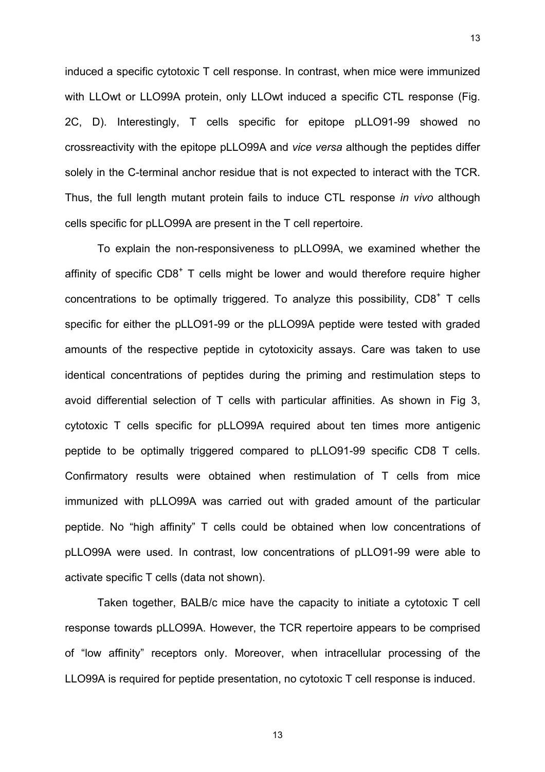induced a specific cytotoxic T cell response. In contrast, when mice were immunized with LLOwt or LLO99A protein, only LLOwt induced a specific CTL response (Fig. 2C, D). Interestingly, T cells specific for epitope pLLO91-99 showed no crossreactivity with the epitope pLLO99A and *vice versa* although the peptides differ solely in the C-terminal anchor residue that is not expected to interact with the TCR. Thus, the full length mutant protein fails to induce CTL response *in vivo* although cells specific for pLLO99A are present in the T cell repertoire.

To explain the non-responsiveness to pLLO99A, we examined whether the affinity of specific $CD8^+$ T cells might be lower and would therefore require higher concentrations to be optimally triggered. To analyze this possibility, $CD8^+$ T cells specific for either the pLLO91-99 or the pLLO99A peptide were tested with graded amounts of the respective peptide in cytotoxicity assays. Care was taken to use identical concentrations of peptides during the priming and restimulation steps to avoid differential selection of T cells with particular affinities. As shown in Fig 3, cytotoxic T cells specific for pLLO99A required about ten times more antigenic peptide to be optimally triggered compared to pLLO91-99 specific CD8 T cells. Confirmatory results were obtained when restimulation of T cells from mice immunized with pLLO99A was carried out with graded amount of the particular peptide. No "high affinity" T cells could be obtained when low concentrations of pLLO99A were used. In contrast, low concentrations of pLLO91-99 were able to activate specific T cells (data not shown).

Taken together, BALB/c mice have the capacity to initiate a cytotoxic T cell response towards pLLO99A. However, the TCR repertoire appears to be comprised of "low affinity" receptors only. Moreover, when intracellular processing of the LLO99A is required for peptide presentation, no cytotoxic T cell response is induced.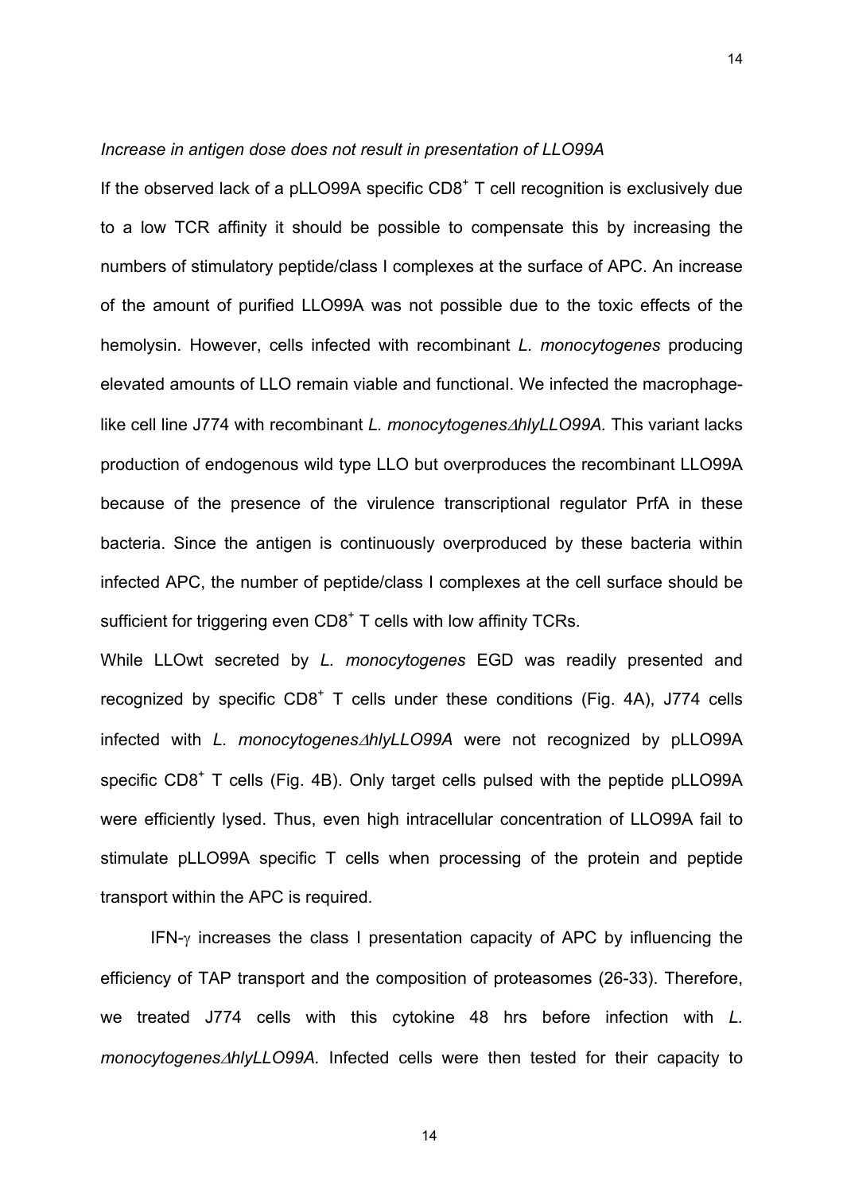*Increase in antigen dose does not result in presentation of LLO99A*

If the observed lack of a pLLO99A specific $CD8^+$ T cell recognition is exclusively due to a low TCR affinity it should be possible to compensate this by increasing the numbers of stimulatory peptide/class I complexes at the surface of APC. An increase of the amount of purified LLO99A was not possible due to the toxic effects of the hemolysin. However, cells infected with recombinant *L. monocytogenes* producing elevated amounts of LLO remain viable and functional. We infected the macrophage-like cell line J774 with recombinant *L. monocytogenes*$\Delta$*hlyLLO99A.* This variant lacks production of endogenous wild type LLO but overproduces the recombinant LLO99A because of the presence of the virulence transcriptional regulator PrfA in these bacteria. Since the antigen is continuously overproduced by these bacteria within infected APC, the number of peptide/class I complexes at the cell surface should be sufficient for triggering even $CD8^+$ T cells with low affinity TCRs.

While LLOwt secreted by *L. monocytogenes* EGD was readily presented and recognized by specific $CD8^+$ T cells under these conditions (Fig. 4A), J774 cells infected with *L. monocytogenes*$\Delta$*hlyLLO99A* were not recognized by pLLO99A specific $CD8^+$ T cells (Fig. 4B). Only target cells pulsed with the peptide pLLO99A were efficiently lysed. Thus, even high intracellular concentration of LLO99A fail to stimulate pLLO99A specific T cells when processing of the protein and peptide transport within the APC is required.

IFN-$\gamma$ increases the class I presentation capacity of APC by influencing the efficiency of TAP transport and the composition of proteasomes (26-33). Therefore, we treated J774 cells with this cytokine 48 hrs before infection with *L. monocytogenes*$\Delta$*hlyLLO99A.* Infected cells were then tested for their capacity to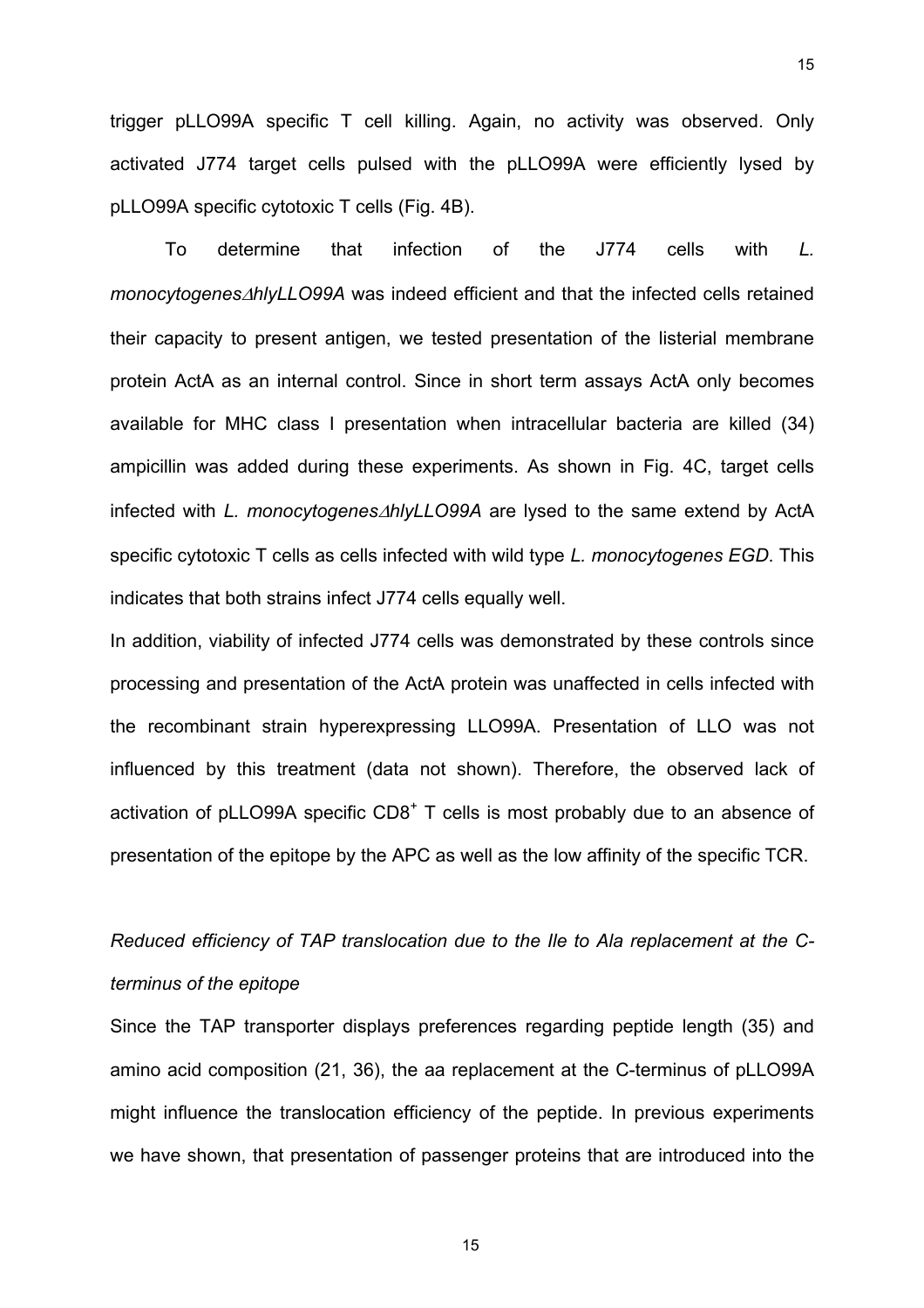trigger pLLO99A specific T cell killing. Again, no activity was observed. Only activated J774 target cells pulsed with the pLLO99A were efficiently lysed by pLLO99A specific cytotoxic T cells (Fig. 4B).

To determine that infection of the J774 cells with *L. monocytogenes∆hlyLLO99A* was indeed efficient and that the infected cells retained their capacity to present antigen, we tested presentation of the listerial membrane protein ActA as an internal control. Since in short term assays ActA only becomes available for MHC class I presentation when intracellular bacteria are killed (34) ampicillin was added during these experiments. As shown in Fig. 4C, target cells infected with *L. monocytogenes∆hlyLLO99A* are lysed to the same extend by ActA specific cytotoxic T cells as cells infected with wild type *L. monocytogenes EGD*. This indicates that both strains infect J774 cells equally well.

In addition, viability of infected J774 cells was demonstrated by these controls since processing and presentation of the ActA protein was unaffected in cells infected with the recombinant strain hyperexpressing LLO99A. Presentation of LLO was not influenced by this treatment (data not shown). Therefore, the observed lack of activation of pLLO99A specific $CD8^+$ T cells is most probably due to an absence of presentation of the epitope by the APC as well as the low affinity of the specific TCR.

*Reduced efficiency of TAP translocation due to the Ile to Ala replacement at the C-terminus of the epitope*

Since the TAP transporter displays preferences regarding peptide length (35) and amino acid composition (21, 36), the aa replacement at the C-terminus of pLLO99A might influence the translocation efficiency of the peptide. In previous experiments we have shown, that presentation of passenger proteins that are introduced into the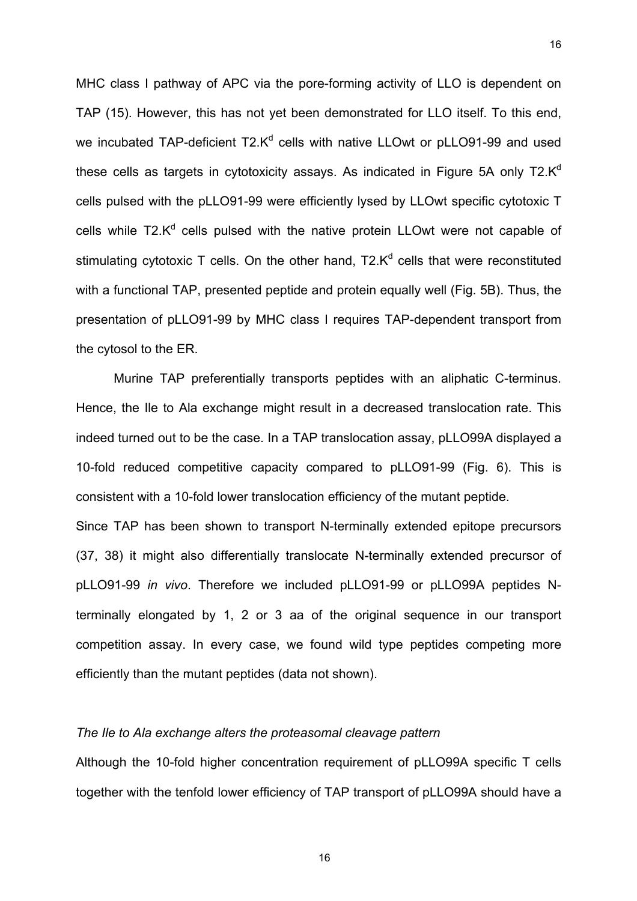MHC class I pathway of APC via the pore-forming activity of LLO is dependent on TAP (15). However, this has not yet been demonstrated for LLO itself. To this end, we incubated TAP-deficient T2.K$^d$ cells with native LLOwt or pLLO91-99 and used these cells as targets in cytotoxicity assays. As indicated in Figure 5A only T2.K$^d$ cells pulsed with the pLLO91-99 were efficiently lysed by LLOwt specific cytotoxic T cells while T2.K$^d$ cells pulsed with the native protein LLOwt were not capable of stimulating cytotoxic T cells. On the other hand, T2.K$^d$ cells that were reconstituted with a functional TAP, presented peptide and protein equally well (Fig. 5B). Thus, the presentation of pLLO91-99 by MHC class I requires TAP-dependent transport from the cytosol to the ER.

Murine TAP preferentially transports peptides with an aliphatic C-terminus. Hence, the Ile to Ala exchange might result in a decreased translocation rate. This indeed turned out to be the case. In a TAP translocation assay, pLLO99A displayed a 10-fold reduced competitive capacity compared to pLLO91-99 (Fig. 6). This is consistent with a 10-fold lower translocation efficiency of the mutant peptide.

Since TAP has been shown to transport N-terminally extended epitope precursors (37, 38) it might also differentially translocate N-terminally extended precursor of pLLO91-99 *in vivo*. Therefore we included pLLO91-99 or pLLO99A peptides N-terminally elongated by 1, 2 or 3 aa of the original sequence in our transport competition assay. In every case, we found wild type peptides competing more efficiently than the mutant peptides (data not shown).

*The Ile to Ala exchange alters the proteasomal cleavage pattern*

Although the 10-fold higher concentration requirement of pLLO99A specific T cells together with the tenfold lower efficiency of TAP transport of pLLO99A should have a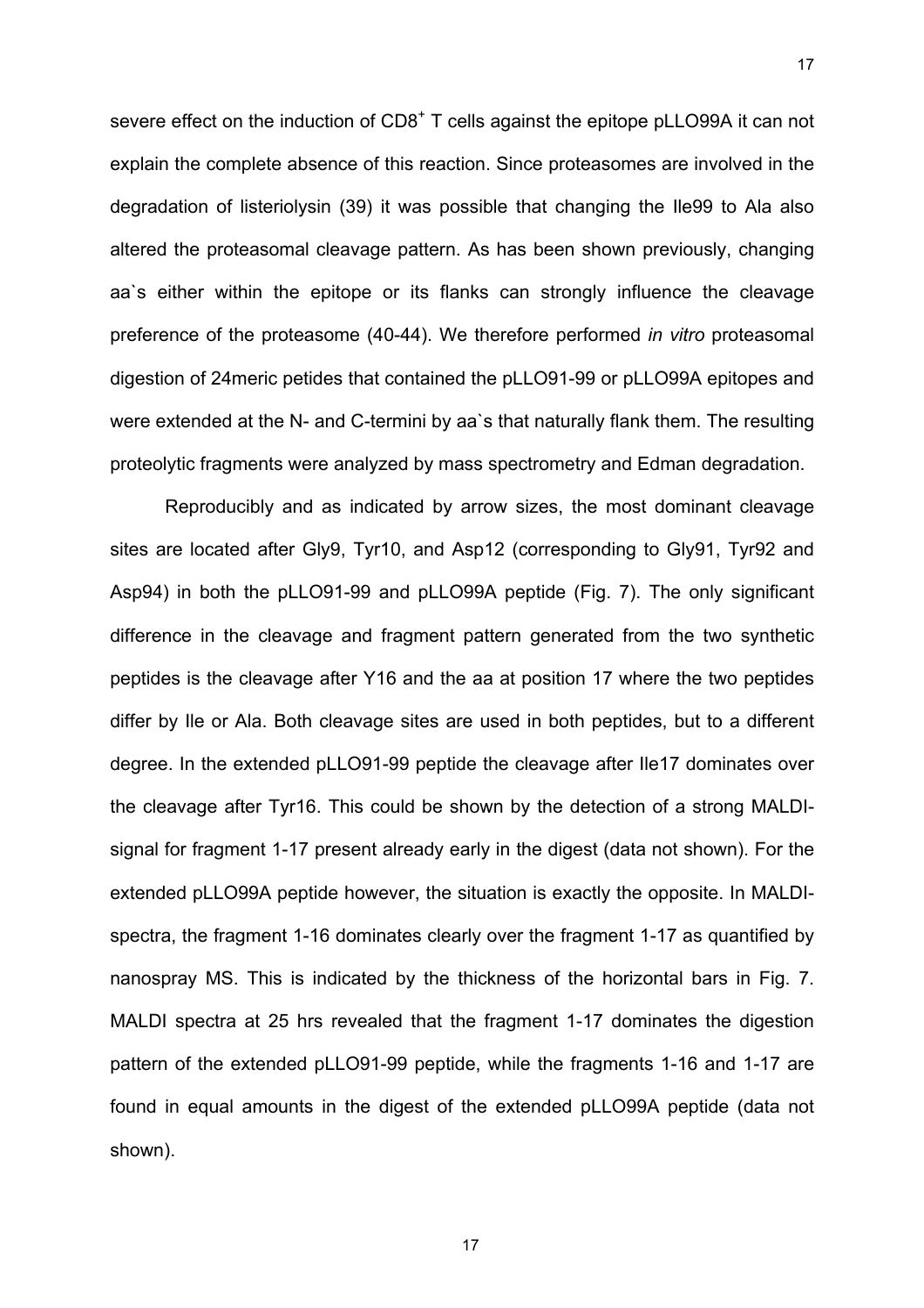severe effect on the induction of $CD8^+$ T cells against the epitope pLLO99A it can not explain the complete absence of this reaction. Since proteasomes are involved in the degradation of listeriolysin (39) it was possible that changing the Ile99 to Ala also altered the proteasomal cleavage pattern. As has been shown previously, changing aa`s either within the epitope or its flanks can strongly influence the cleavage preference of the proteasome (40-44). We therefore performed *in vitro* proteasomal digestion of 24meric petides that contained the pLLO91-99 or pLLO99A epitopes and were extended at the N- and C-termini by aa`s that naturally flank them. The resulting proteolytic fragments were analyzed by mass spectrometry and Edman degradation.

Reproducibly and as indicated by arrow sizes, the most dominant cleavage sites are located after Gly9, Tyr10, and Asp12 (corresponding to Gly91, Tyr92 and Asp94) in both the pLLO91-99 and pLLO99A peptide (Fig. 7). The only significant difference in the cleavage and fragment pattern generated from the two synthetic peptides is the cleavage after Y16 and the aa at position 17 where the two peptides differ by Ile or Ala. Both cleavage sites are used in both peptides, but to a different degree. In the extended pLLO91-99 peptide the cleavage after Ile17 dominates over the cleavage after Tyr16. This could be shown by the detection of a strong MALDI-signal for fragment 1-17 present already early in the digest (data not shown). For the extended pLLO99A peptide however, the situation is exactly the opposite. In MALDI-spectra, the fragment 1-16 dominates clearly over the fragment 1-17 as quantified by nanospray MS. This is indicated by the thickness of the horizontal bars in Fig. 7. MALDI spectra at 25 hrs revealed that the fragment 1-17 dominates the digestion pattern of the extended pLLO91-99 peptide, while the fragments 1-16 and 1-17 are found in equal amounts in the digest of the extended pLLO99A peptide (data not shown).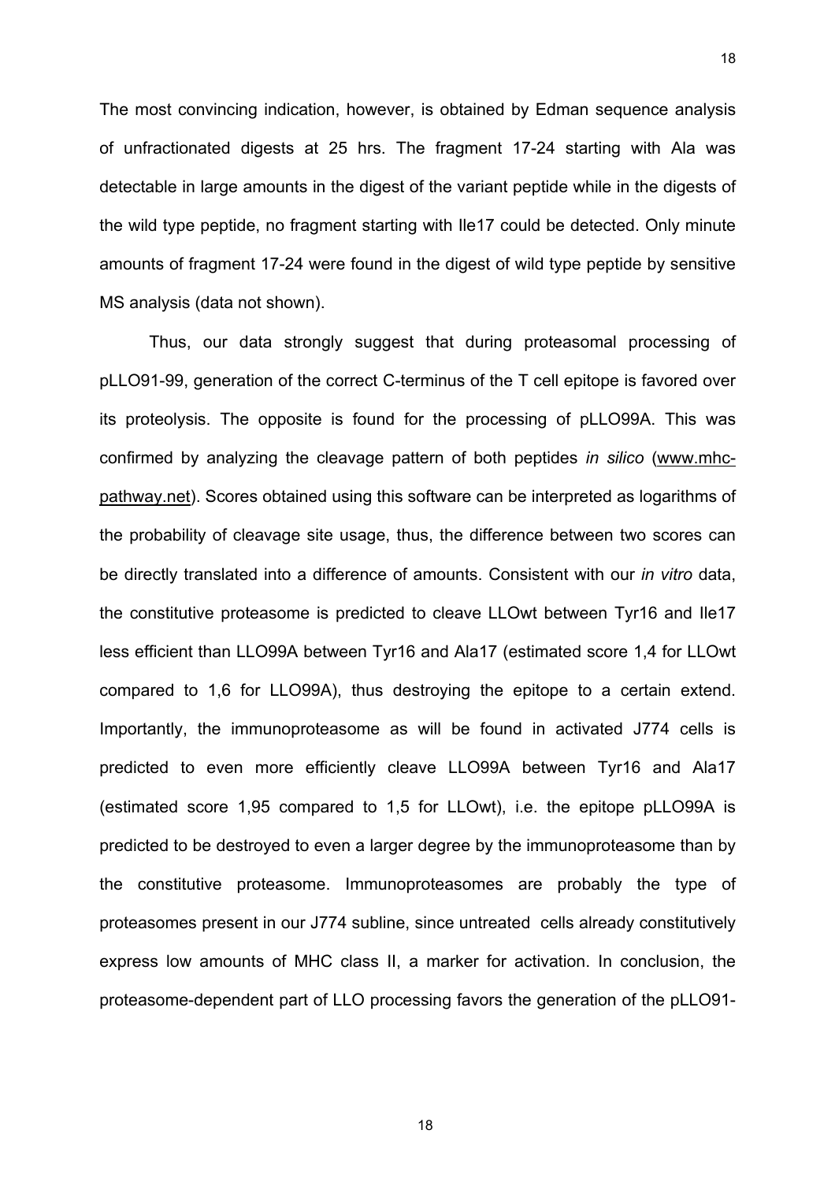The most convincing indication, however, is obtained by Edman sequence analysis of unfractionated digests at 25 hrs. The fragment 17-24 starting with Ala was detectable in large amounts in the digest of the variant peptide while in the digests of the wild type peptide, no fragment starting with Ile17 could be detected. Only minute amounts of fragment 17-24 were found in the digest of wild type peptide by sensitive MS analysis (data not shown).

Thus, our data strongly suggest that during proteasomal processing of pLLO91-99, generation of the correct C-terminus of the T cell epitope is favored over its proteolysis. The opposite is found for the processing of pLLO99A. This was confirmed by analyzing the cleavage pattern of both peptides *in silico* (www.mhc-pathway.net). Scores obtained using this software can be interpreted as logarithms of the probability of cleavage site usage, thus, the difference between two scores can be directly translated into a difference of amounts. Consistent with our *in vitro* data, the constitutive proteasome is predicted to cleave LLOwt between Tyr16 and Ile17 less efficient than LLO99A between Tyr16 and Ala17 (estimated score 1,4 for LLOwt compared to 1,6 for LLO99A), thus destroying the epitope to a certain extend. Importantly, the immunoproteasome as will be found in activated J774 cells is predicted to even more efficiently cleave LLO99A between Tyr16 and Ala17 (estimated score 1,95 compared to 1,5 for LLOwt), i.e. the epitope pLLO99A is predicted to be destroyed to even a larger degree by the immunoproteasome than by the constitutive proteasome. Immunoproteasomes are probably the type of proteasomes present in our J774 subline, since untreated cells already constitutively express low amounts of MHC class II, a marker for activation. In conclusion, the proteasome-dependent part of LLO processing favors the generation of the pLLO91-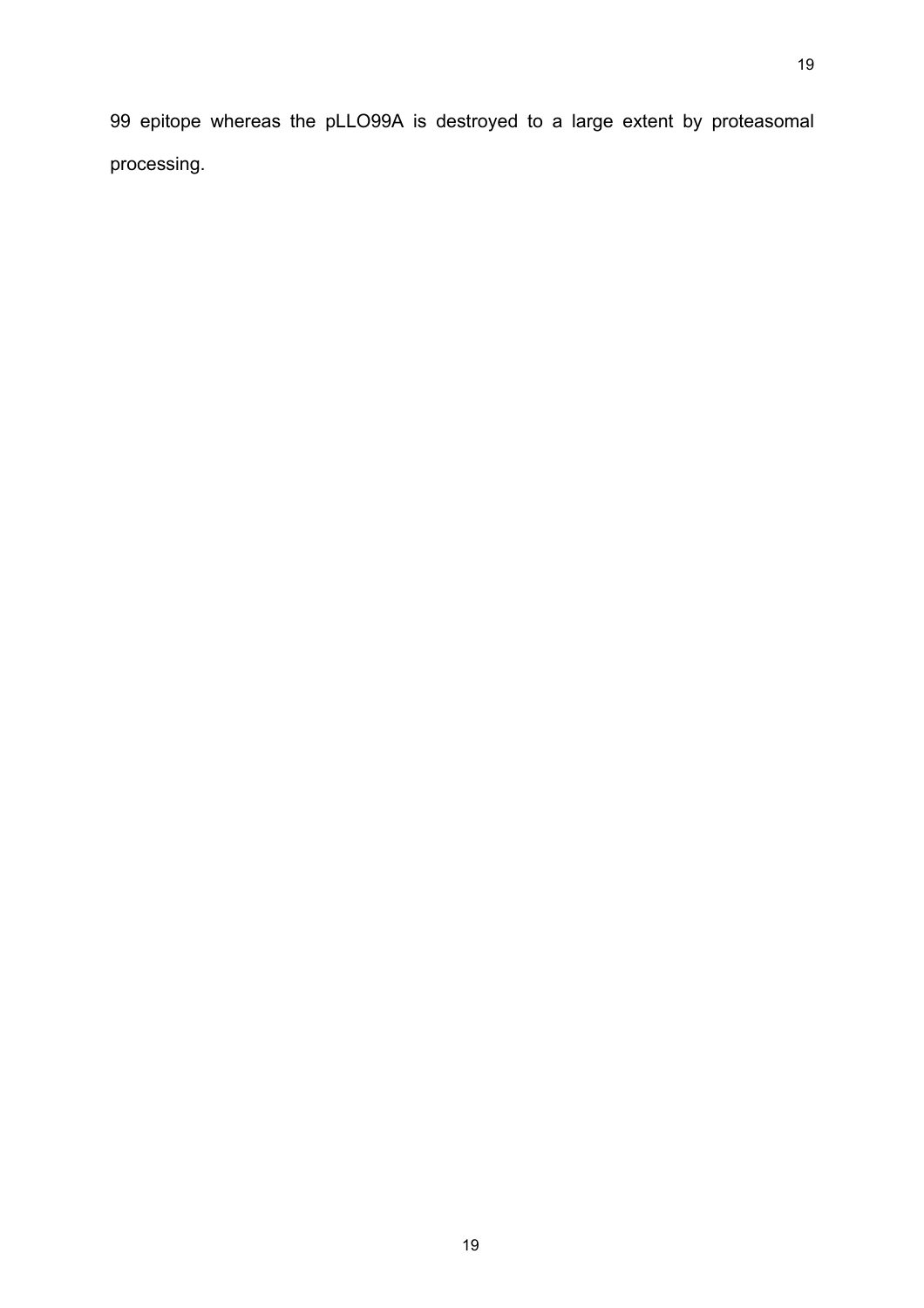99 epitope whereas the pLLO99A is destroyed to a large extent by proteasomal processing.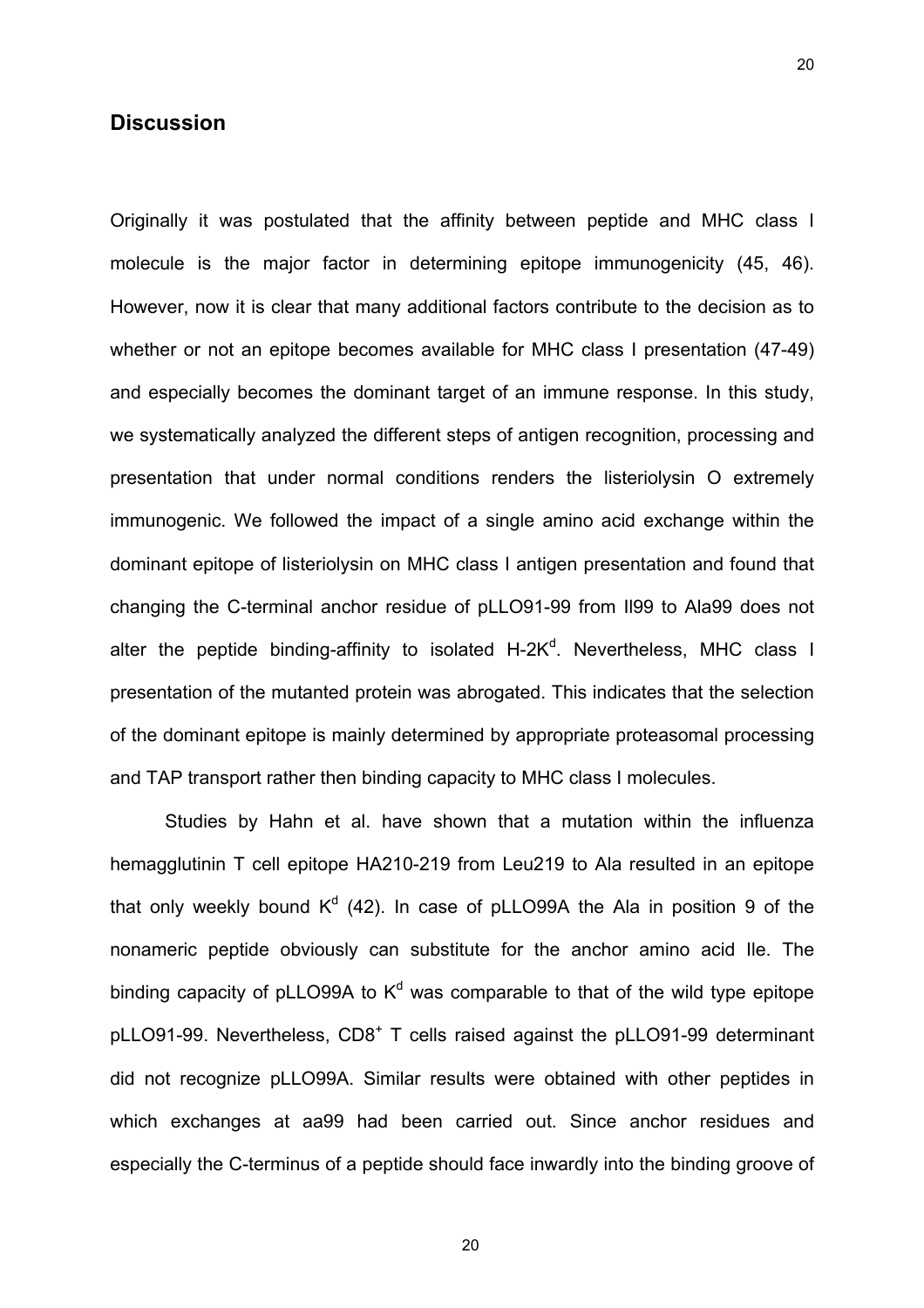## Discussion

Originally it was postulated that the affinity between peptide and MHC class I molecule is the major factor in determining epitope immunogenicity (45, 46). However, now it is clear that many additional factors contribute to the decision as to whether or not an epitope becomes available for MHC class I presentation (47-49) and especially becomes the dominant target of an immune response. In this study, we systematically analyzed the different steps of antigen recognition, processing and presentation that under normal conditions renders the listeriolysin O extremely immunogenic. We followed the impact of a single amino acid exchange within the dominant epitope of listeriolysin on MHC class I antigen presentation and found that changing the C-terminal anchor residue of pLLO91-99 from Il99 to Ala99 does not alter the peptide binding-affinity to isolated H-2K$^d$. Nevertheless, MHC class I presentation of the mutanted protein was abrogated. This indicates that the selection of the dominant epitope is mainly determined by appropriate proteasomal processing and TAP transport rather then binding capacity to MHC class I molecules.

Studies by Hahn et al. have shown that a mutation within the influenza hemagglutinin T cell epitope HA210-219 from Leu219 to Ala resulted in an epitope that only weekly bound K$^d$ (42). In case of pLLO99A the Ala in position 9 of the nonameric peptide obviously can substitute for the anchor amino acid Ile. The binding capacity of pLLO99A to K$^d$ was comparable to that of the wild type epitope pLLO91-99. Nevertheless, CD8$^+$ T cells raised against the pLLO91-99 determinant did not recognize pLLO99A. Similar results were obtained with other peptides in which exchanges at aa99 had been carried out. Since anchor residues and especially the C-terminus of a peptide should face inwardly into the binding groove of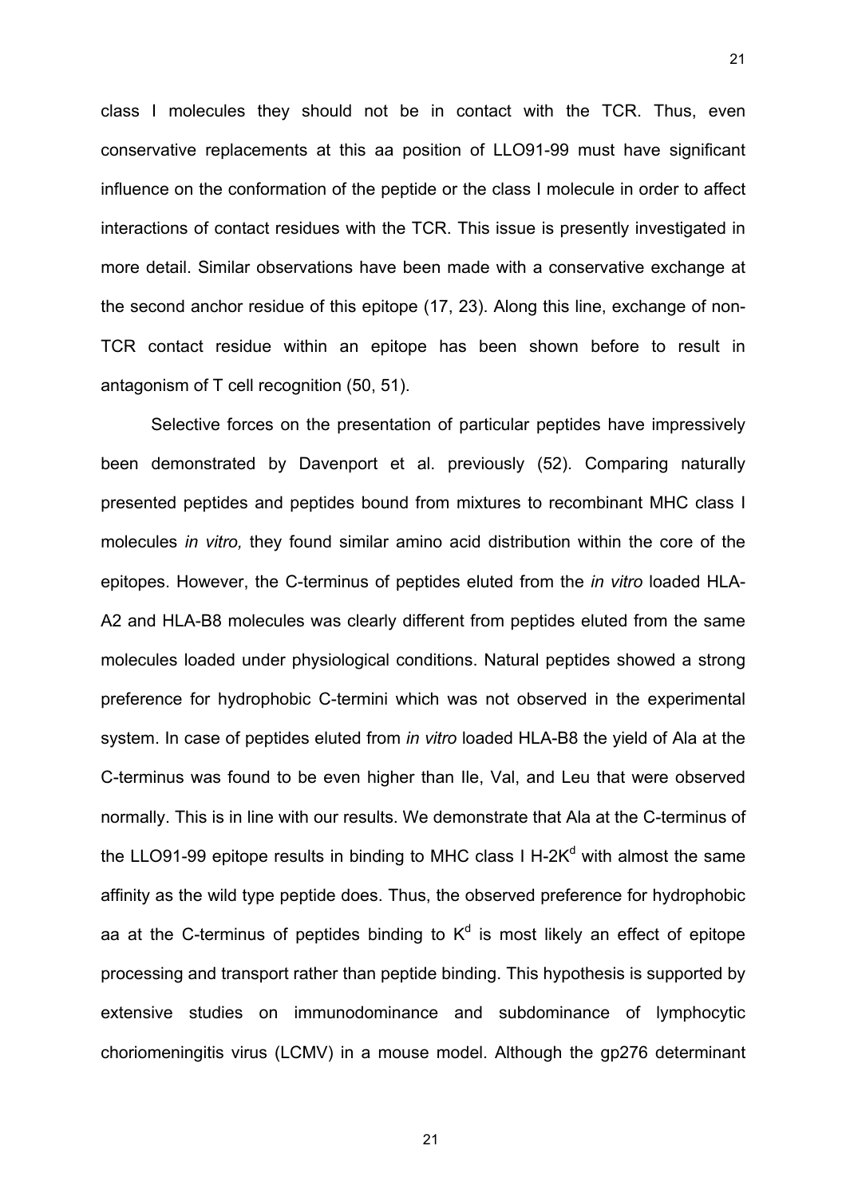class I molecules they should not be in contact with the TCR. Thus, even conservative replacements at this aa position of LLO91-99 must have significant influence on the conformation of the peptide or the class I molecule in order to affect interactions of contact residues with the TCR. This issue is presently investigated in more detail. Similar observations have been made with a conservative exchange at the second anchor residue of this epitope (17, 23). Along this line, exchange of non-TCR contact residue within an epitope has been shown before to result in antagonism of T cell recognition (50, 51).

Selective forces on the presentation of particular peptides have impressively been demonstrated by Davenport et al. previously (52). Comparing naturally presented peptides and peptides bound from mixtures to recombinant MHC class I molecules *in vitro,* they found similar amino acid distribution within the core of the epitopes. However, the C-terminus of peptides eluted from the *in vitro* loaded HLA-A2 and HLA-B8 molecules was clearly different from peptides eluted from the same molecules loaded under physiological conditions. Natural peptides showed a strong preference for hydrophobic C-termini which was not observed in the experimental system. In case of peptides eluted from *in vitro* loaded HLA-B8 the yield of Ala at the C-terminus was found to be even higher than Ile, Val, and Leu that were observed normally. This is in line with our results. We demonstrate that Ala at the C-terminus of the LLO91-99 epitope results in binding to MHC class I H-2$K^d$ with almost the same affinity as the wild type peptide does. Thus, the observed preference for hydrophobic aa at the C-terminus of peptides binding to $K^d$ is most likely an effect of epitope processing and transport rather than peptide binding. This hypothesis is supported by extensive studies on immunodominance and subdominance of lymphocytic choriomeningitis virus (LCMV) in a mouse model. Although the gp276 determinant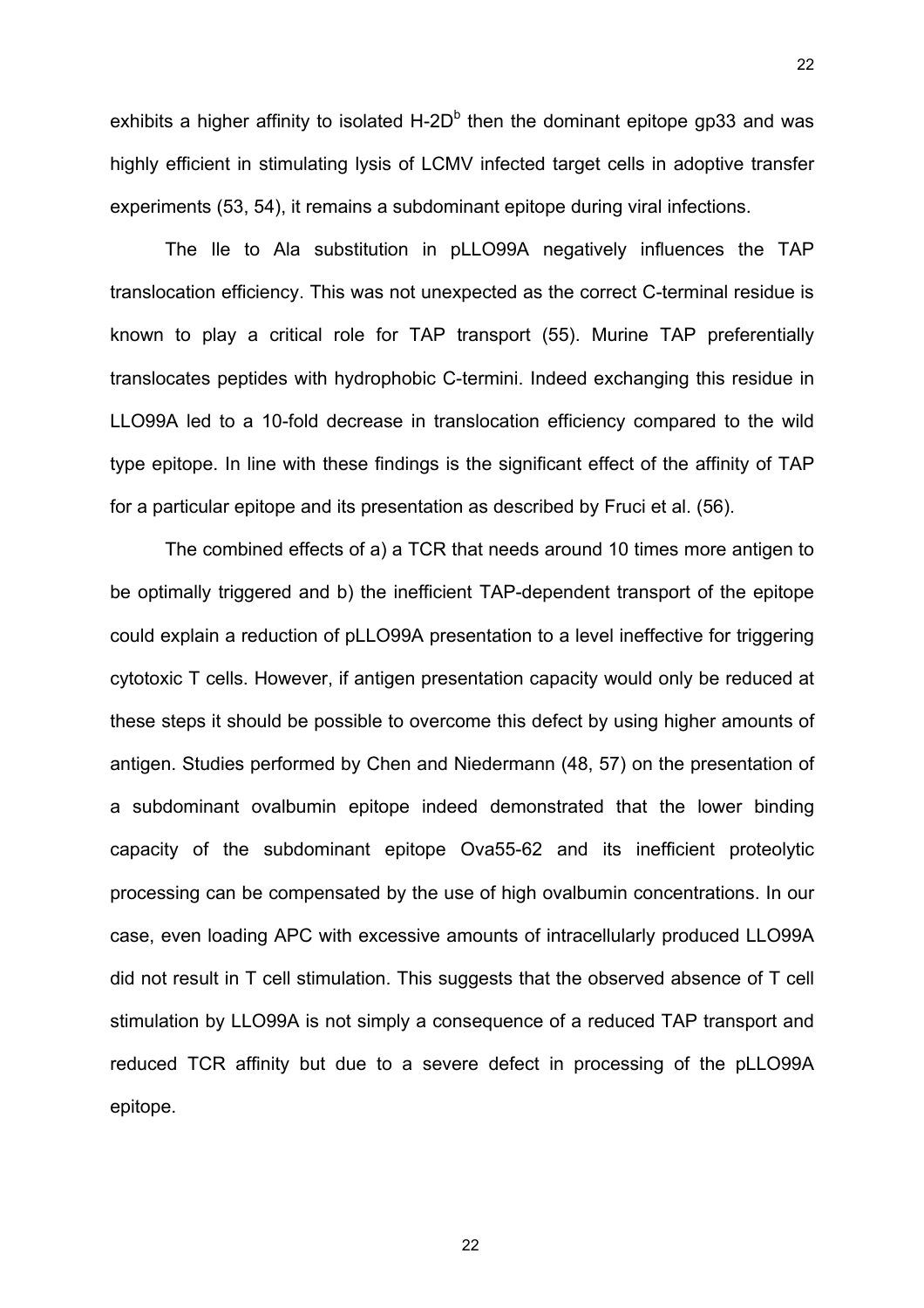exhibits a higher affinity to isolated H-2D$^b$ then the dominant epitope gp33 and was highly efficient in stimulating lysis of LCMV infected target cells in adoptive transfer experiments (53, 54), it remains a subdominant epitope during viral infections.

The Ile to Ala substitution in pLLO99A negatively influences the TAP translocation efficiency. This was not unexpected as the correct C-terminal residue is known to play a critical role for TAP transport (55). Murine TAP preferentially translocates peptides with hydrophobic C-termini. Indeed exchanging this residue in LLO99A led to a 10-fold decrease in translocation efficiency compared to the wild type epitope. In line with these findings is the significant effect of the affinity of TAP for a particular epitope and its presentation as described by Fruci et al. (56).

The combined effects of a) a TCR that needs around 10 times more antigen to be optimally triggered and b) the inefficient TAP-dependent transport of the epitope could explain a reduction of pLLO99A presentation to a level ineffective for triggering cytotoxic T cells. However, if antigen presentation capacity would only be reduced at these steps it should be possible to overcome this defect by using higher amounts of antigen. Studies performed by Chen and Niedermann (48, 57) on the presentation of a subdominant ovalbumin epitope indeed demonstrated that the lower binding capacity of the subdominant epitope Ova55-62 and its inefficient proteolytic processing can be compensated by the use of high ovalbumin concentrations. In our case, even loading APC with excessive amounts of intracellularly produced LLO99A did not result in T cell stimulation. This suggests that the observed absence of T cell stimulation by LLO99A is not simply a consequence of a reduced TAP transport and reduced TCR affinity but due to a severe defect in processing of the pLLO99A epitope.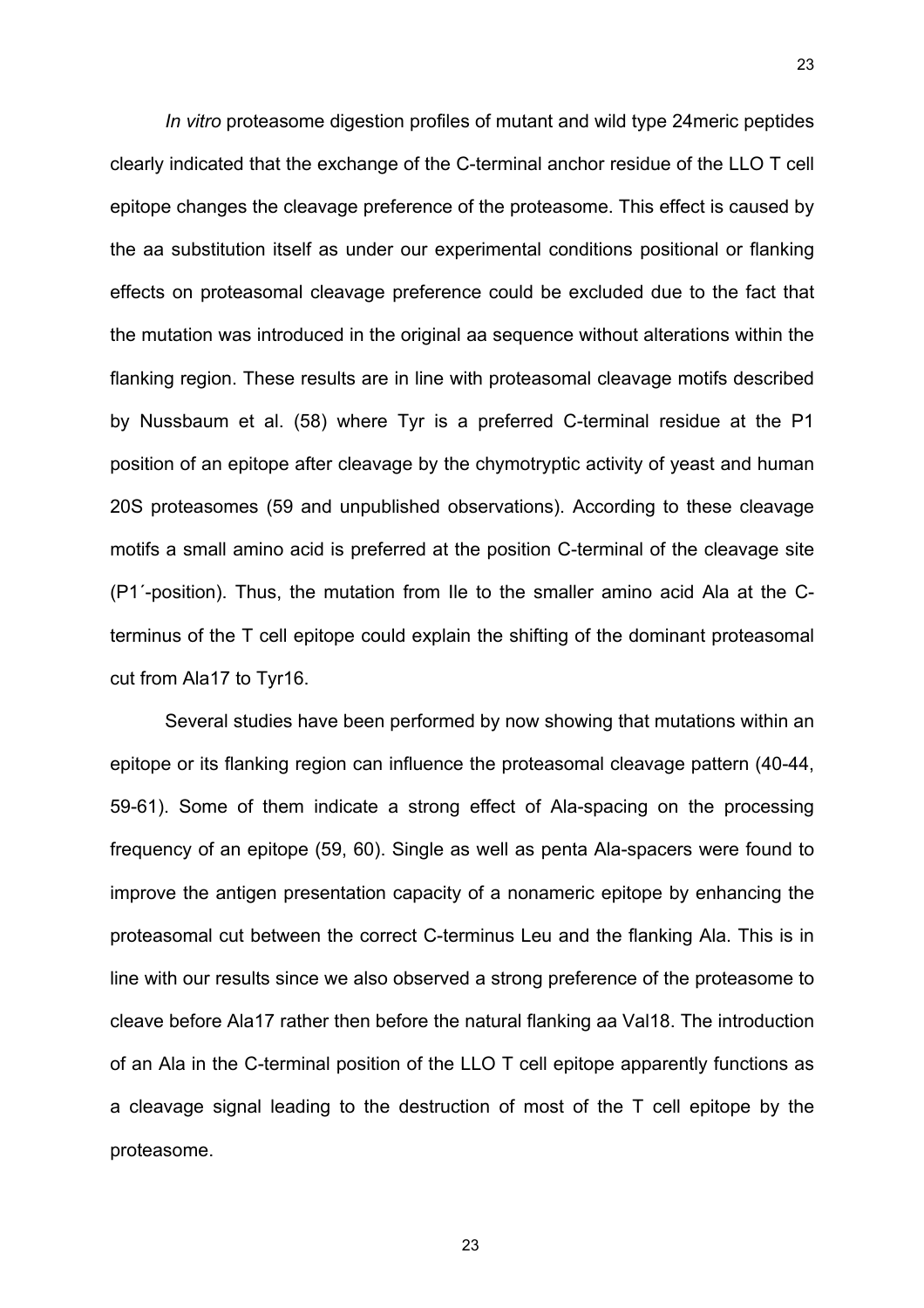*In vitro* proteasome digestion profiles of mutant and wild type 24meric peptides clearly indicated that the exchange of the C-terminal anchor residue of the LLO T cell epitope changes the cleavage preference of the proteasome. This effect is caused by the aa substitution itself as under our experimental conditions positional or flanking effects on proteasomal cleavage preference could be excluded due to the fact that the mutation was introduced in the original aa sequence without alterations within the flanking region. These results are in line with proteasomal cleavage motifs described by Nussbaum et al. (58) where Tyr is a preferred C-terminal residue at the P1 position of an epitope after cleavage by the chymotryptic activity of yeast and human 20S proteasomes (59 and unpublished observations). According to these cleavage motifs a small amino acid is preferred at the position C-terminal of the cleavage site (P1´-position). Thus, the mutation from Ile to the smaller amino acid Ala at the C-terminus of the T cell epitope could explain the shifting of the dominant proteasomal cut from Ala17 to Tyr16.

Several studies have been performed by now showing that mutations within an epitope or its flanking region can influence the proteasomal cleavage pattern (40-44, 59-61). Some of them indicate a strong effect of Ala-spacing on the processing frequency of an epitope (59, 60). Single as well as penta Ala-spacers were found to improve the antigen presentation capacity of a nonameric epitope by enhancing the proteasomal cut between the correct C-terminus Leu and the flanking Ala. This is in line with our results since we also observed a strong preference of the proteasome to cleave before Ala17 rather then before the natural flanking aa Val18. The introduction of an Ala in the C-terminal position of the LLO T cell epitope apparently functions as a cleavage signal leading to the destruction of most of the T cell epitope by the proteasome.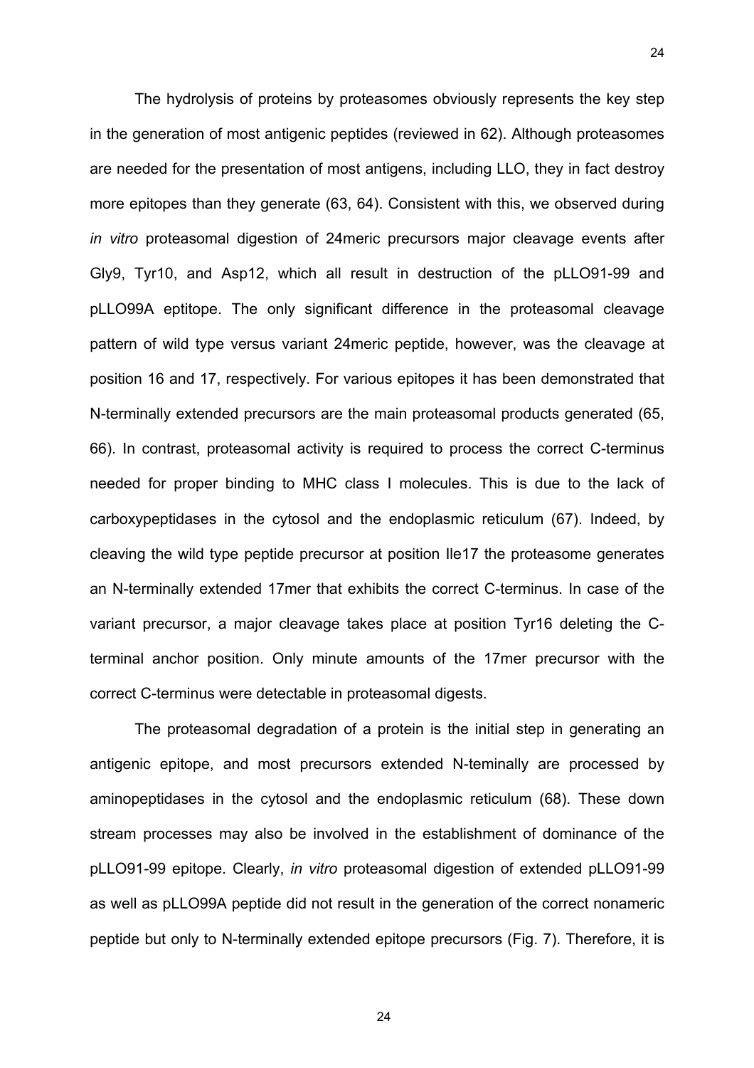The hydrolysis of proteins by proteasomes obviously represents the key step in the generation of most antigenic peptides (reviewed in 62). Although proteasomes are needed for the presentation of most antigens, including LLO, they in fact destroy more epitopes than they generate (63, 64). Consistent with this, we observed during *in vitro* proteasomal digestion of 24meric precursors major cleavage events after Gly9, Tyr10, and Asp12, which all result in destruction of the pLLO91-99 and pLLO99A eptitope. The only significant difference in the proteasomal cleavage pattern of wild type versus variant 24meric peptide, however, was the cleavage at position 16 and 17, respectively. For various epitopes it has been demonstrated that N-terminally extended precursors are the main proteasomal products generated (65, 66). In contrast, proteasomal activity is required to process the correct C-terminus needed for proper binding to MHC class I molecules. This is due to the lack of carboxypeptidases in the cytosol and the endoplasmic reticulum (67). Indeed, by cleaving the wild type peptide precursor at position Ile17 the proteasome generates an N-terminally extended 17mer that exhibits the correct C-terminus. In case of the variant precursor, a major cleavage takes place at position Tyr16 deleting the C-terminal anchor position. Only minute amounts of the 17mer precursor with the correct C-terminus were detectable in proteasomal digests.

The proteasomal degradation of a protein is the initial step in generating an antigenic epitope, and most precursors extended N-teminally are processed by aminopeptidases in the cytosol and the endoplasmic reticulum (68). These down stream processes may also be involved in the establishment of dominance of the pLLO91-99 epitope. Clearly, *in vitro* proteasomal digestion of extended pLLO91-99 as well as pLLO99A peptide did not result in the generation of the correct nonameric peptide but only to N-terminally extended epitope precursors (Fig. 7). Therefore, it is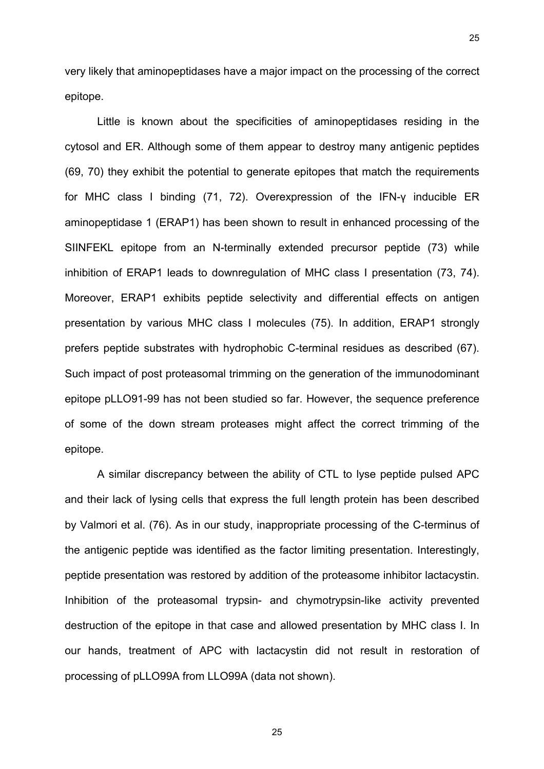very likely that aminopeptidases have a major impact on the processing of the correct epitope.

Little is known about the specificities of aminopeptidases residing in the cytosol and ER. Although some of them appear to destroy many antigenic peptides (69, 70) they exhibit the potential to generate epitopes that match the requirements for MHC class I binding (71, 72). Overexpression of the IFN-γ inducible ER aminopeptidase 1 (ERAP1) has been shown to result in enhanced processing of the SIINFEKL epitope from an N-terminally extended precursor peptide (73) while inhibition of ERAP1 leads to downregulation of MHC class I presentation (73, 74). Moreover, ERAP1 exhibits peptide selectivity and differential effects on antigen presentation by various MHC class I molecules (75). In addition, ERAP1 strongly prefers peptide substrates with hydrophobic C-terminal residues as described (67). Such impact of post proteasomal trimming on the generation of the immunodominant epitope pLLO91-99 has not been studied so far. However, the sequence preference of some of the down stream proteases might affect the correct trimming of the epitope.

A similar discrepancy between the ability of CTL to lyse peptide pulsed APC and their lack of lysing cells that express the full length protein has been described by Valmori et al. (76). As in our study, inappropriate processing of the C-terminus of the antigenic peptide was identified as the factor limiting presentation. Interestingly, peptide presentation was restored by addition of the proteasome inhibitor lactacystin. Inhibition of the proteasomal trypsin- and chymotrypsin-like activity prevented destruction of the epitope in that case and allowed presentation by MHC class I. In our hands, treatment of APC with lactacystin did not result in restoration of processing of pLLO99A from LLO99A (data not shown).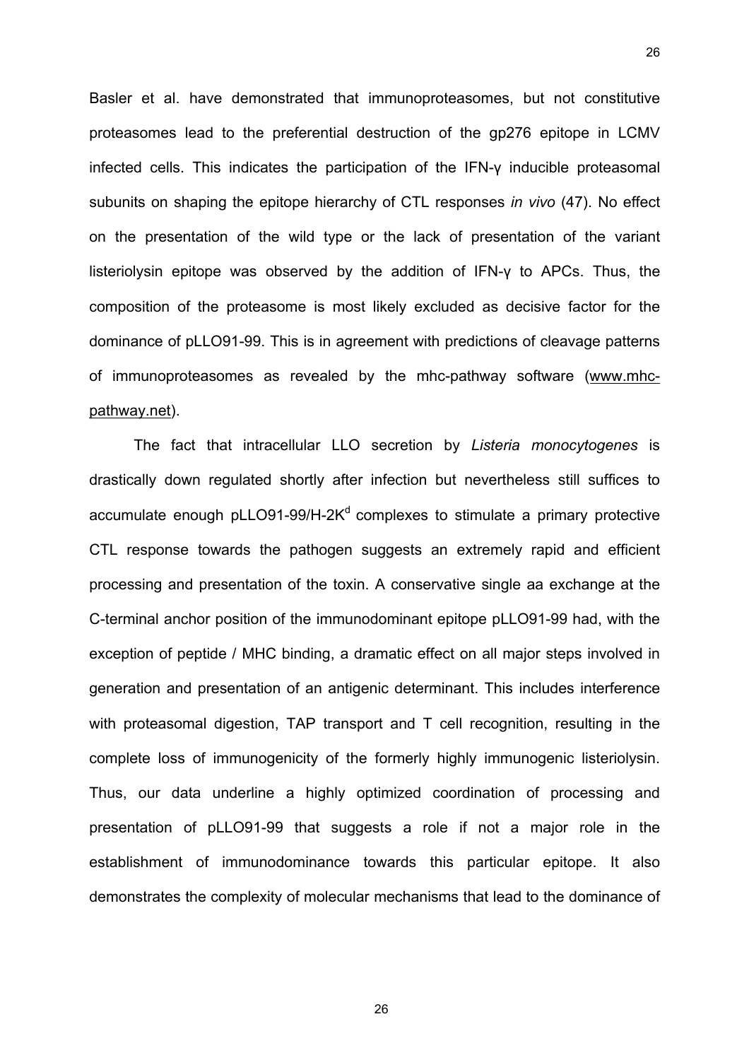Basler et al. have demonstrated that immunoproteasomes, but not constitutive proteasomes lead to the preferential destruction of the gp276 epitope in LCMV infected cells. This indicates the participation of the IFN-γ inducible proteasomal subunits on shaping the epitope hierarchy of CTL responses *in vivo* (47). No effect on the presentation of the wild type or the lack of presentation of the variant listeriolysin epitope was observed by the addition of IFN-γ to APCs. Thus, the composition of the proteasome is most likely excluded as decisive factor for the dominance of pLLO91-99. This is in agreement with predictions of cleavage patterns of immunoproteasomes as revealed by the mhc-pathway software (www.mhc-pathway.net).

The fact that intracellular LLO secretion by *Listeria monocytogenes* is drastically down regulated shortly after infection but nevertheless still suffices to accumulate enough pLLO91-99/H-2K$^d$ complexes to stimulate a primary protective CTL response towards the pathogen suggests an extremely rapid and efficient processing and presentation of the toxin. A conservative single aa exchange at the C-terminal anchor position of the immunodominant epitope pLLO91-99 had, with the exception of peptide / MHC binding, a dramatic effect on all major steps involved in generation and presentation of an antigenic determinant. This includes interference with proteasomal digestion, TAP transport and T cell recognition, resulting in the complete loss of immunogenicity of the formerly highly immunogenic listeriolysin. Thus, our data underline a highly optimized coordination of processing and presentation of pLLO91-99 that suggests a role if not a major role in the establishment of immunodominance towards this particular epitope. It also demonstrates the complexity of molecular mechanisms that lead to the dominance of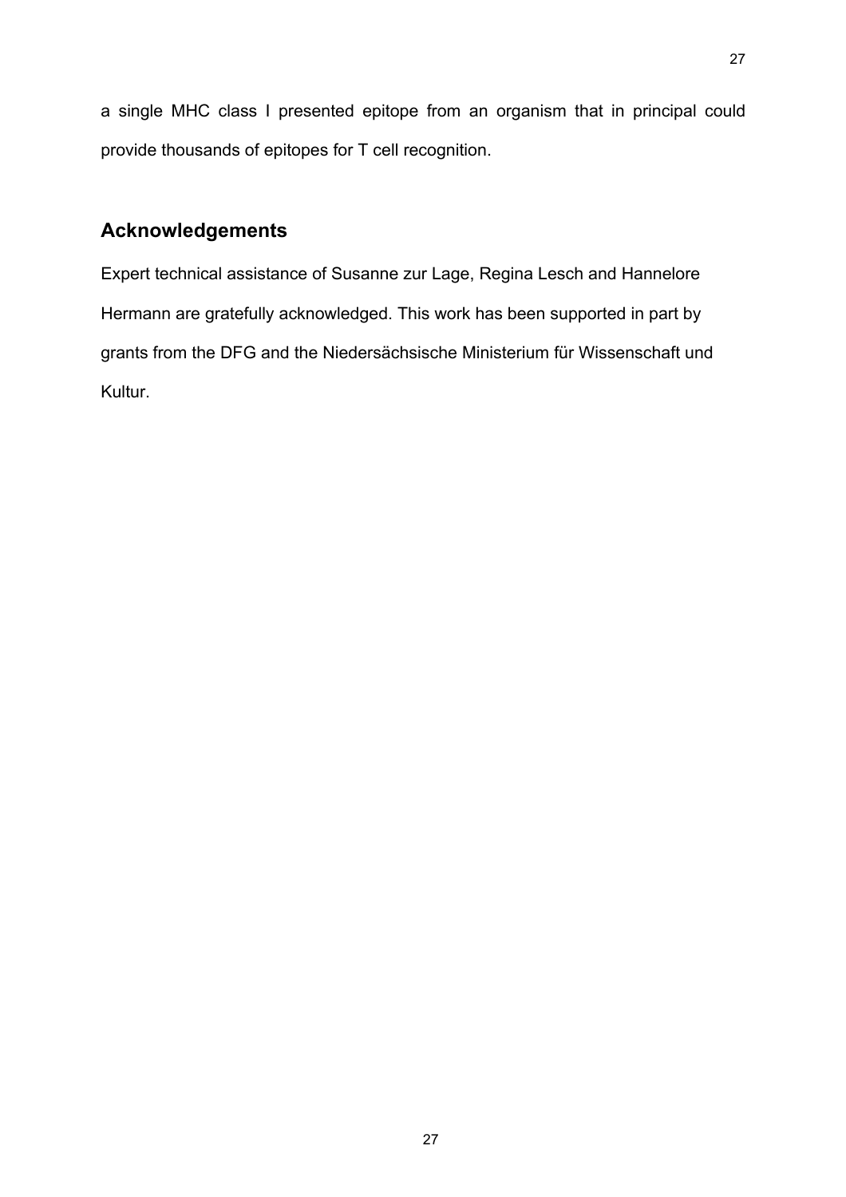a single MHC class I presented epitope from an organism that in principal could provide thousands of epitopes for T cell recognition.

## Acknowledgements

Expert technical assistance of Susanne zur Lage, Regina Lesch and Hannelore Hermann are gratefully acknowledged. This work has been supported in part by grants from the DFG and the Niedersächsische Ministerium für Wissenschaft und Kultur.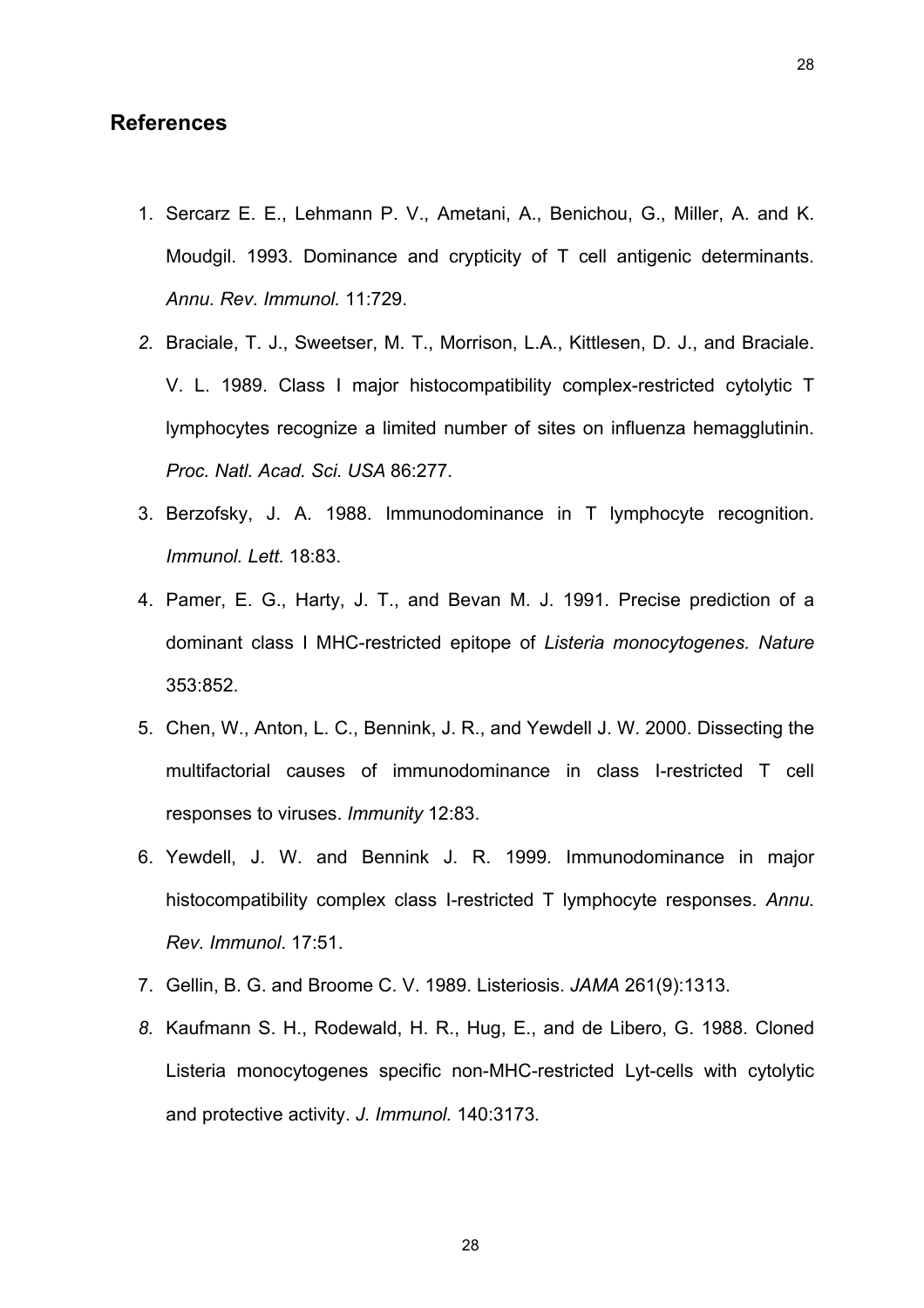## References

1. Sercarz E. E., Lehmann P. V., Ametani, A., Benichou, G., Miller, A. and K. Moudgil. 1993. Dominance and crypticity of T cell antigenic determinants. *Annu. Rev. Immunol.* 11:729.
2. Braciale, T. J., Sweetser, M. T., Morrison, L.A., Kittlesen, D. J., and Braciale. V. L. 1989. Class I major histocompatibility complex-restricted cytolytic T lymphocytes recognize a limited number of sites on influenza hemagglutinin. *Proc. Natl. Acad. Sci. USA* 86:277.
3. Berzofsky, J. A. 1988. Immunodominance in T lymphocyte recognition. *Immunol. Lett.* 18:83.
4. Pamer, E. G., Harty, J. T., and Bevan M. J. 1991. Precise prediction of a dominant class I MHC-restricted epitope of *Listeria monocytogenes. Nature* 353:852.
5. Chen, W., Anton, L. C., Bennink, J. R., and Yewdell J. W. 2000. Dissecting the multifactorial causes of immunodominance in class I-restricted T cell responses to viruses. *Immunity* 12:83.
6. Yewdell, J. W. and Bennink J. R. 1999. Immunodominance in major histocompatibility complex class I-restricted T lymphocyte responses. *Annu. Rev. Immunol*. 17:51.
7. Gellin, B. G. and Broome C. V. 1989. Listeriosis. *JAMA* 261(9):1313.
8. Kaufmann S. H., Rodewald, H. R., Hug, E., and de Libero, G. 1988. Cloned Listeria monocytogenes specific non-MHC-restricted Lyt-cells with cytolytic and protective activity. *J. Immunol.* 140:3173.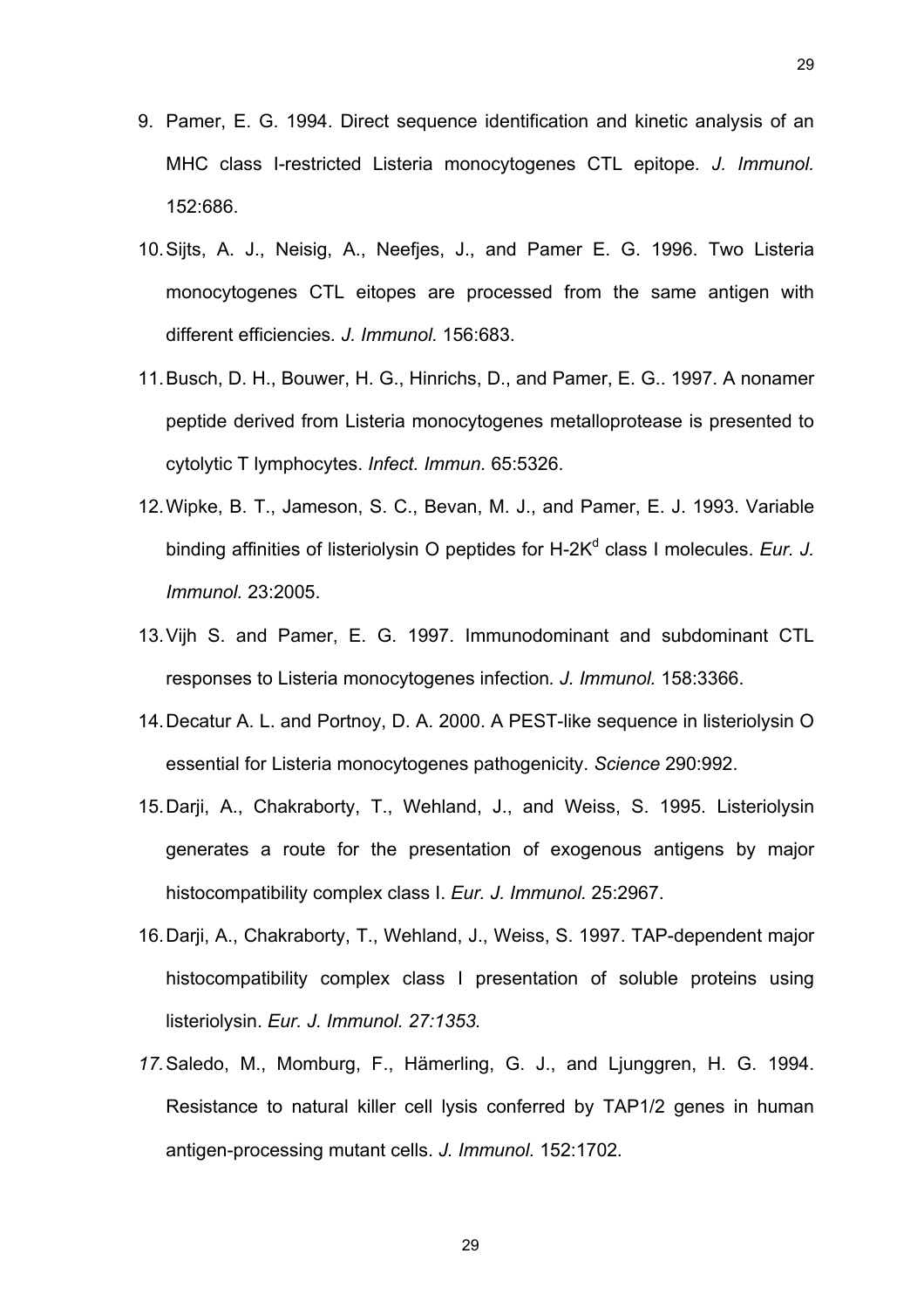9. Pamer, E. G. 1994. Direct sequence identification and kinetic analysis of an MHC class I-restricted Listeria monocytogenes CTL epitope*. J. Immunol.* 152:686.
10. Sijts, A. J., Neisig, A., Neefjes, J., and Pamer E. G. 1996. Two Listeria monocytogenes CTL eitopes are processed from the same antigen with different efficiencies*. J. Immunol.* 156:683.
11. Busch, D. H., Bouwer, H. G., Hinrichs, D., and Pamer, E. G.. 1997. A nonamer peptide derived from Listeria monocytogenes metalloprotease is presented to cytolytic T lymphocytes. *Infect. Immun*. 65:5326.
12. Wipke, B. T., Jameson, S. C., Bevan, M. J., and Pamer, E. J. 1993. Variable binding affinities of listeriolysin O peptides for H-2K$^{d}$ class I molecules. *Eur. J. Immunol.* 23:2005.
13. Vijh S. and Pamer, E. G. 1997. Immunodominant and subdominant CTL responses to Listeria monocytogenes infection*. J. Immunol.* 158:3366.
14. Decatur A. L. and Portnoy, D. A. 2000. A PEST-like sequence in listeriolysin O essential for Listeria monocytogenes pathogenicity. *Science* 290:992.
15. Darji, A., Chakraborty, T., Wehland, J., and Weiss, S. 1995. Listeriolysin generates a route for the presentation of exogenous antigens by major histocompatibility complex class I. *Eur. J. Immunol.* 25:2967.
16. Darji, A., Chakraborty, T., Wehland, J., Weiss, S. 1997. TAP-dependent major histocompatibility complex class I presentation of soluble proteins using listeriolysin. *Eur. J. Immunol. 27:1353.*
17. Saledo, M., Momburg, F., Hämerling, G. J., and Ljunggren, H. G. 1994. Resistance to natural killer cell lysis conferred by TAP1/2 genes in human antigen-processing mutant cells. *J. Immunol.* 152:1702.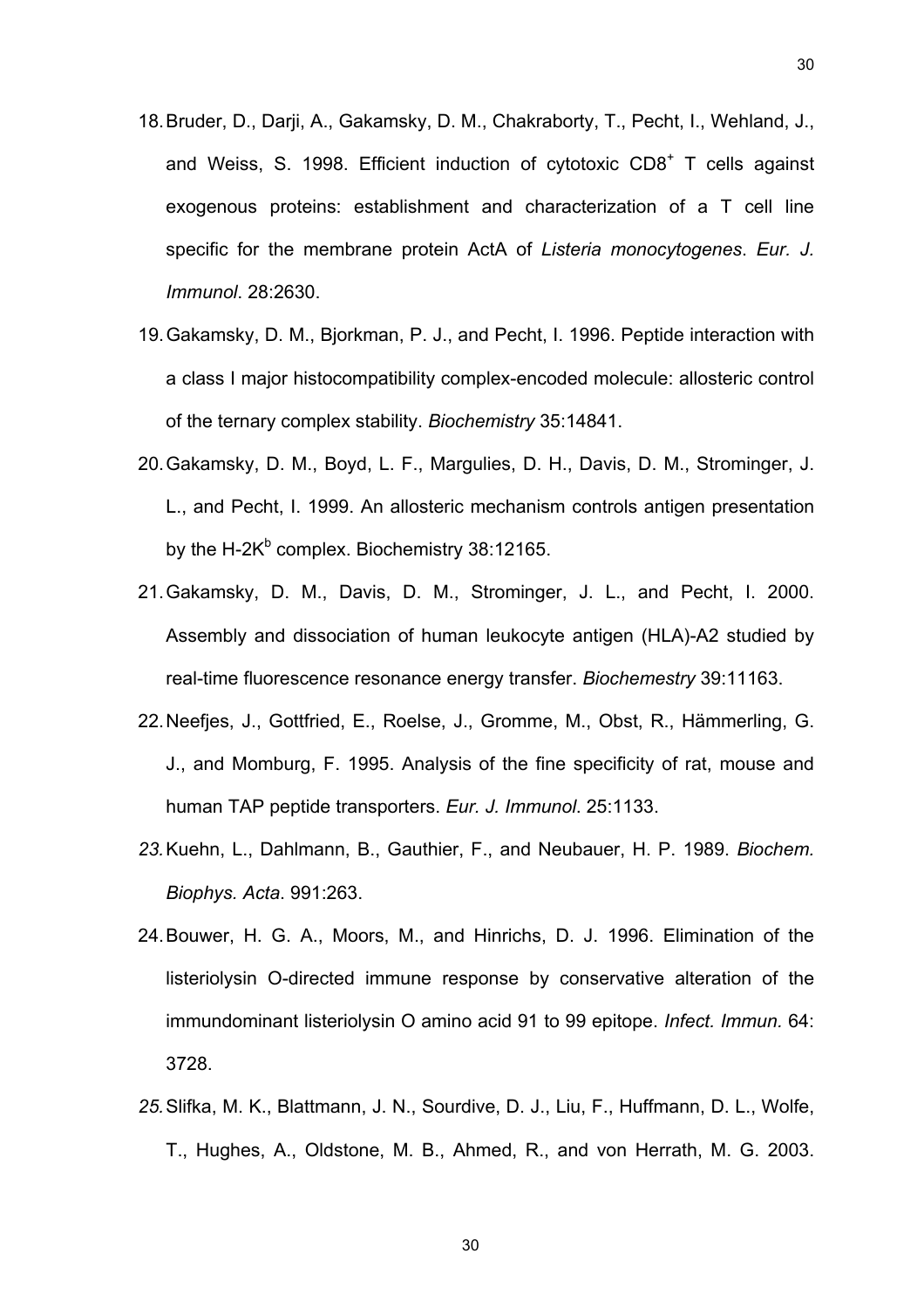18. Bruder, D., Darji, A., Gakamsky, D. M., Chakraborty, T., Pecht, I., Wehland, J., and Weiss, S. 1998. Efficient induction of cytotoxic $CD8^+$ T cells against exogenous proteins: establishment and characterization of a T cell line specific for the membrane protein ActA of *Listeria monocytogenes*. *Eur. J. Immunol*. 28:2630.
19. Gakamsky, D. M., Bjorkman, P. J., and Pecht, I. 1996. Peptide interaction with a class I major histocompatibility complex-encoded molecule: allosteric control of the ternary complex stability. *Biochemistry* 35:14841.
20. Gakamsky, D. M., Boyd, L. F., Margulies, D. H., Davis, D. M., Strominger, J. L., and Pecht, I. 1999. An allosteric mechanism controls antigen presentation by the H-$2K^b$ complex. Biochemistry 38:12165.
21. Gakamsky, D. M., Davis, D. M., Strominger, J. L., and Pecht, I. 2000. Assembly and dissociation of human leukocyte antigen (HLA)-A2 studied by real-time fluorescence resonance energy transfer. *Biochemestry* 39:11163.
22. Neefjes, J., Gottfried, E., Roelse, J., Gromme, M., Obst, R., Hämmerling, G. J., and Momburg, F. 1995. Analysis of the fine specificity of rat, mouse and human TAP peptide transporters. *Eur. J. Immunol*. 25:1133.
23. Kuehn, L., Dahlmann, B., Gauthier, F., and Neubauer, H. P. 1989. *Biochem. Biophys. Acta*. 991:263.
24. Bouwer, H. G. A., Moors, M., and Hinrichs, D. J. 1996. Elimination of the listeriolysin O-directed immune response by conservative alteration of the immundominant listeriolysin O amino acid 91 to 99 epitope. *Infect. Immun.* 64: 3728.
25. Slifka, M. K., Blattmann, J. N., Sourdive, D. J., Liu, F., Huffmann, D. L., Wolfe, T., Hughes, A., Oldstone, M. B., Ahmed, R., and von Herrath, M. G. 2003.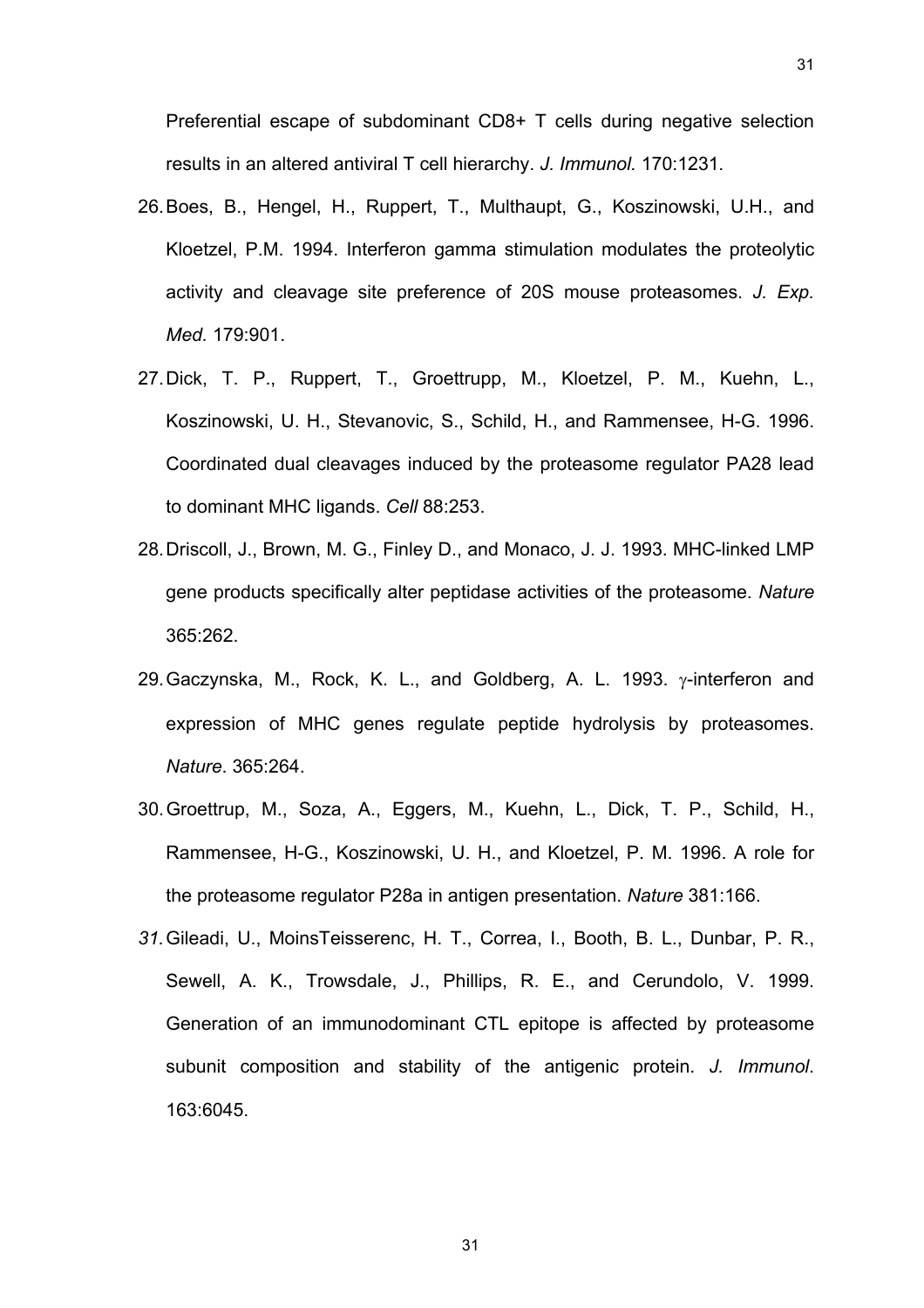Preferential escape of subdominant CD8+ T cells during negative selection results in an altered antiviral T cell hierarchy. *J. Immunol.* 170:1231.

26. Boes, B., Hengel, H., Ruppert, T., Multhaupt, G., Koszinowski, U.H., and Kloetzel, P.M. 1994. Interferon gamma stimulation modulates the proteolytic activity and cleavage site preference of 20S mouse proteasomes. *J. Exp. Med.* 179:901.
27. Dick, T. P., Ruppert, T., Groettrupp, M., Kloetzel, P. M., Kuehn, L., Koszinowski, U. H., Stevanovic, S., Schild, H., and Rammensee, H-G. 1996. Coordinated dual cleavages induced by the proteasome regulator PA28 lead to dominant MHC ligands. *Cell* 88:253.
28. Driscoll, J., Brown, M. G., Finley D., and Monaco, J. J. 1993. MHC-linked LMP gene products specifically alter peptidase activities of the proteasome. *Nature* 365:262.
29. Gaczynska, M., Rock, K. L., and Goldberg, A. L. 1993. γ-interferon and expression of MHC genes regulate peptide hydrolysis by proteasomes. *Nature*. 365:264.
30. Groettrup, M., Soza, A., Eggers, M., Kuehn, L., Dick, T. P., Schild, H., Rammensee, H-G., Koszinowski, U. H., and Kloetzel, P. M. 1996. A role for the proteasome regulator P28a in antigen presentation. *Nature* 381:166.
31. Gileadi, U., MoinsTeisserenc, H. T., Correa, I., Booth, B. L., Dunbar, P. R., Sewell, A. K., Trowsdale, J., Phillips, R. E., and Cerundolo, V. 1999. Generation of an immunodominant CTL epitope is affected by proteasome subunit composition and stability of the antigenic protein. *J. Immunol*. 163:6045.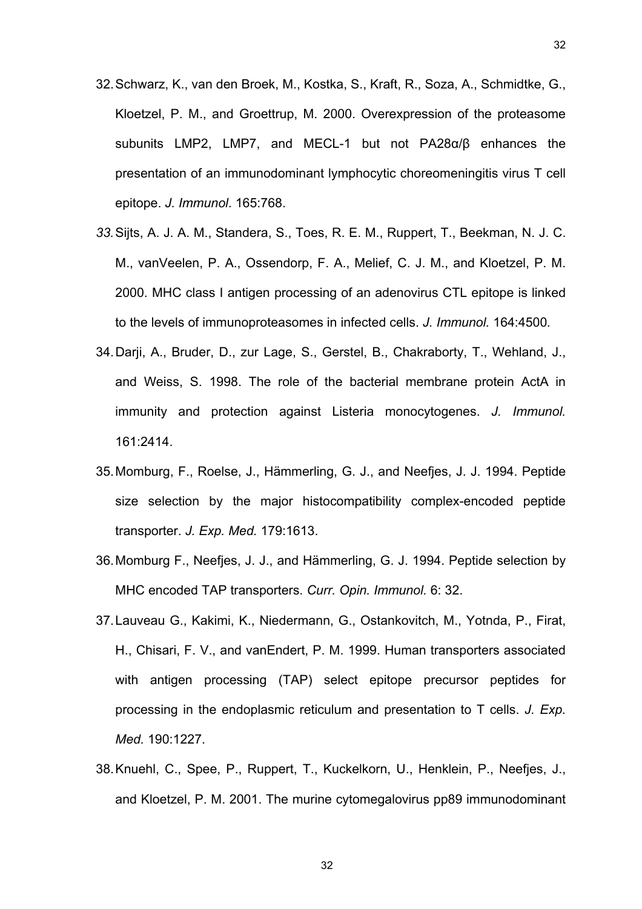32. Schwarz, K., van den Broek, M., Kostka, S., Kraft, R., Soza, A., Schmidtke, G., Kloetzel, P. M., and Groettrup, M. 2000. Overexpression of the proteasome subunits LMP2, LMP7, and MECL-1 but not PA28α/β enhances the presentation of an immunodominant lymphocytic choreomeningitis virus T cell epitope. *J. Immunol*. 165:768.
33. Sijts, A. J. A. M., Standera, S., Toes, R. E. M., Ruppert, T., Beekman, N. J. C. M., vanVeelen, P. A., Ossendorp, F. A., Melief, C. J. M., and Kloetzel, P. M. 2000. MHC class I antigen processing of an adenovirus CTL epitope is linked to the levels of immunoproteasomes in infected cells. *J. Immunol.* 164:4500.
34. Darji, A., Bruder, D., zur Lage, S., Gerstel, B., Chakraborty, T., Wehland, J., and Weiss, S. 1998. The role of the bacterial membrane protein ActA in immunity and protection against Listeria monocytogenes. *J. Immunol.* 161:2414.
35. Momburg, F., Roelse, J., Hämmerling, G. J., and Neefjes, J. J. 1994. Peptide size selection by the major histocompatibility complex-encoded peptide transporter. *J. Exp. Med.* 179:1613.
36. Momburg F., Neefjes, J. J., and Hämmerling, G. J. 1994. Peptide selection by MHC encoded TAP transporters. *Curr. Opin. Immunol.* 6: 32.
37. Lauveau G., Kakimi, K., Niedermann, G., Ostankovitch, M., Yotnda, P., Firat, H., Chisari, F. V., and vanEndert, P. M. 1999. Human transporters associated with antigen processing (TAP) select epitope precursor peptides for processing in the endoplasmic reticulum and presentation to T cells. *J. Exp. Med.* 190:1227.
38. Knuehl, C., Spee, P., Ruppert, T., Kuckelkorn, U., Henklein, P., Neefjes, J., and Kloetzel, P. M. 2001. The murine cytomegalovirus pp89 immunodominant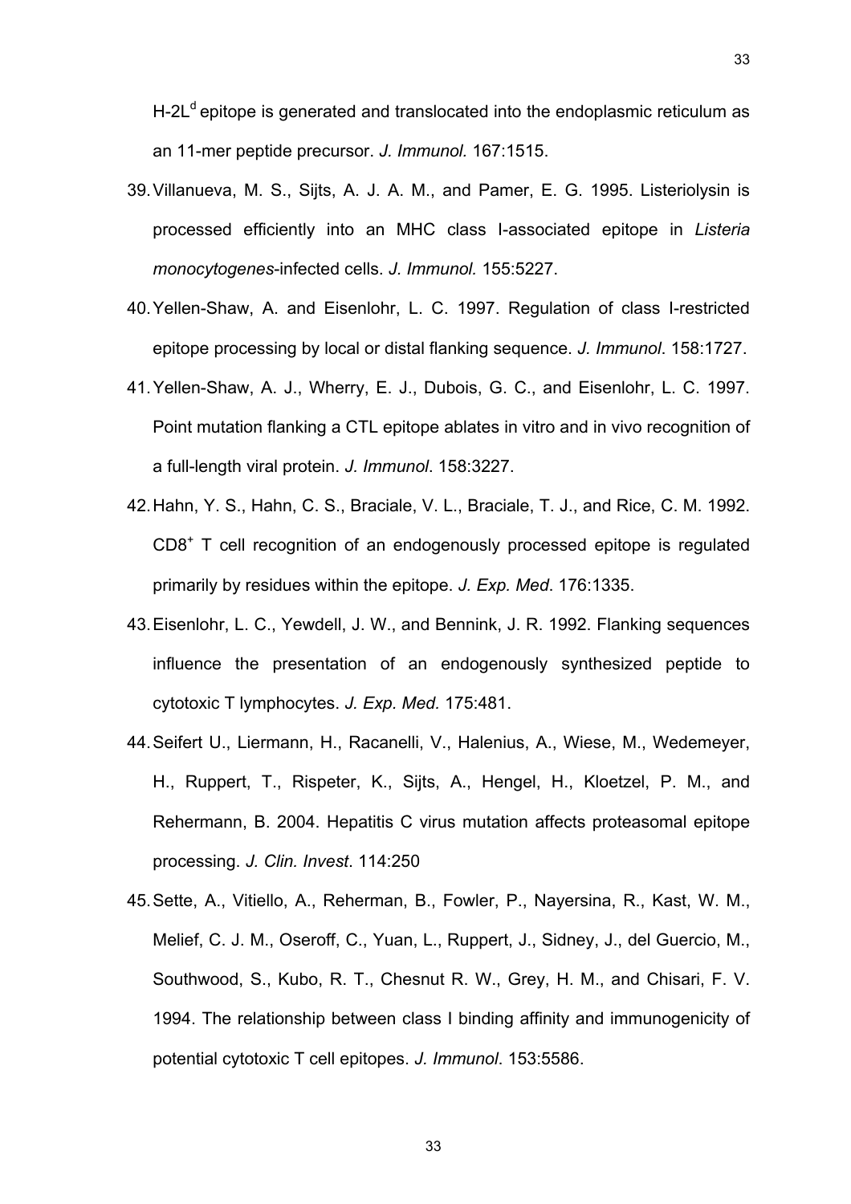H-2L$^d$ epitope is generated and translocated into the endoplasmic reticulum as an 11-mer peptide precursor. *J. Immunol.* 167:1515.

39. Villanueva, M. S., Sijts, A. J. A. M., and Pamer, E. G. 1995. Listeriolysin is processed efficiently into an MHC class I-associated epitope in *Listeria monocytogenes*-infected cells. *J. Immunol.* 155:5227.

40. Yellen-Shaw, A. and Eisenlohr, L. C. 1997. Regulation of class I-restricted epitope processing by local or distal flanking sequence. *J. Immunol*. 158:1727.

41. Yellen-Shaw, A. J., Wherry, E. J., Dubois, G. C., and Eisenlohr, L. C. 1997. Point mutation flanking a CTL epitope ablates in vitro and in vivo recognition of a full-length viral protein. *J. Immunol*. 158:3227.

42. Hahn, Y. S., Hahn, C. S., Braciale, V. L., Braciale, T. J., and Rice, C. M. 1992. CD8$^+$ T cell recognition of an endogenously processed epitope is regulated primarily by residues within the epitope. *J. Exp. Med*. 176:1335.

43. Eisenlohr, L. C., Yewdell, J. W., and Bennink, J. R. 1992. Flanking sequences influence the presentation of an endogenously synthesized peptide to cytotoxic T lymphocytes. *J. Exp. Med.* 175:481.

44. Seifert U., Liermann, H., Racanelli, V., Halenius, A., Wiese, M., Wedemeyer, H., Ruppert, T., Rispeter, K., Sijts, A., Hengel, H., Kloetzel, P. M., and Rehermann, B. 2004. Hepatitis C virus mutation affects proteasomal epitope processing. *J. Clin. Invest*. 114:250

45. Sette, A., Vitiello, A., Reherman, B., Fowler, P., Nayersina, R., Kast, W. M., Melief, C. J. M., Oseroff, C., Yuan, L., Ruppert, J., Sidney, J., del Guercio, M., Southwood, S., Kubo, R. T., Chesnut R. W., Grey, H. M., and Chisari, F. V. 1994. The relationship between class I binding affinity and immunogenicity of potential cytotoxic T cell epitopes. *J. Immunol*. 153:5586.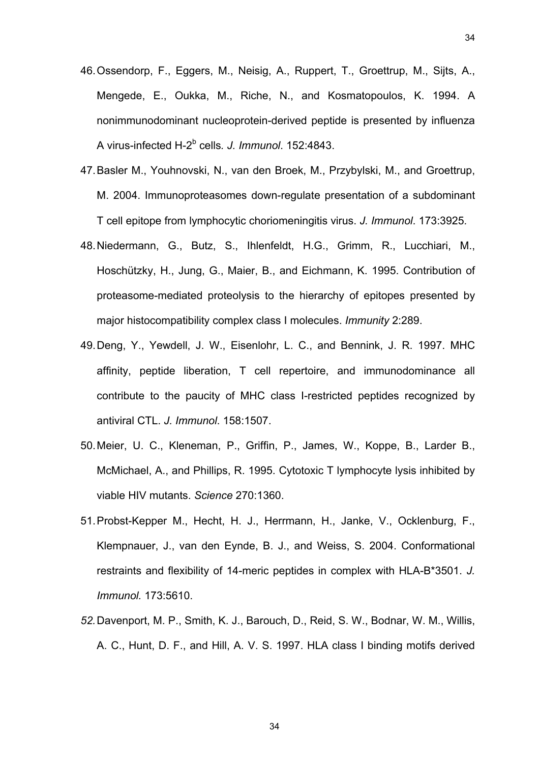46. Ossendorp, F., Eggers, M., Neisig, A., Ruppert, T., Groettrup, M., Sijts, A., Mengede, E., Oukka, M., Riche, N., and Kosmatopoulos, K. 1994. A nonimmunodominant nucleoprotein-derived peptide is presented by influenza A virus-infected H-$2^b$ cells. *J. Immunol*. 152:4843.
47. Basler M., Youhnovski, N., van den Broek, M., Przybylski, M., and Groettrup, M. 2004. Immunoproteasomes down-regulate presentation of a subdominant T cell epitope from lymphocytic choriomeningitis virus. *J. Immunol*. 173:3925.
48. Niedermann, G., Butz, S., Ihlenfeldt, H.G., Grimm, R., Lucchiari, M., Hoschützky, H., Jung, G., Maier, B., and Eichmann, K. 1995. Contribution of proteasome-mediated proteolysis to the hierarchy of epitopes presented by major histocompatibility complex class I molecules. *Immunity* 2:289.
49. Deng, Y., Yewdell, J. W., Eisenlohr, L. C., and Bennink, J. R. 1997. MHC affinity, peptide liberation, T cell repertoire, and immunodominance all contribute to the paucity of MHC class I-restricted peptides recognized by antiviral CTL. *J. Immunol*. 158:1507.
50. Meier, U. C., Kleneman, P., Griffin, P., James, W., Koppe, B., Larder B., McMichael, A., and Phillips, R. 1995. Cytotoxic T lymphocyte lysis inhibited by viable HIV mutants. *Science* 270:1360.
51. Probst-Kepper M., Hecht, H. J., Herrmann, H., Janke, V., Ocklenburg, F., Klempnauer, J., van den Eynde, B. J., and Weiss, S. 2004. Conformational restraints and flexibility of 14-meric peptides in complex with HLA-B*3501. *J. Immunol.* 173:5610.
52. Davenport, M. P., Smith, K. J., Barouch, D., Reid, S. W., Bodnar, W. M., Willis, A. C., Hunt, D. F., and Hill, A. V. S. 1997. HLA class I binding motifs derived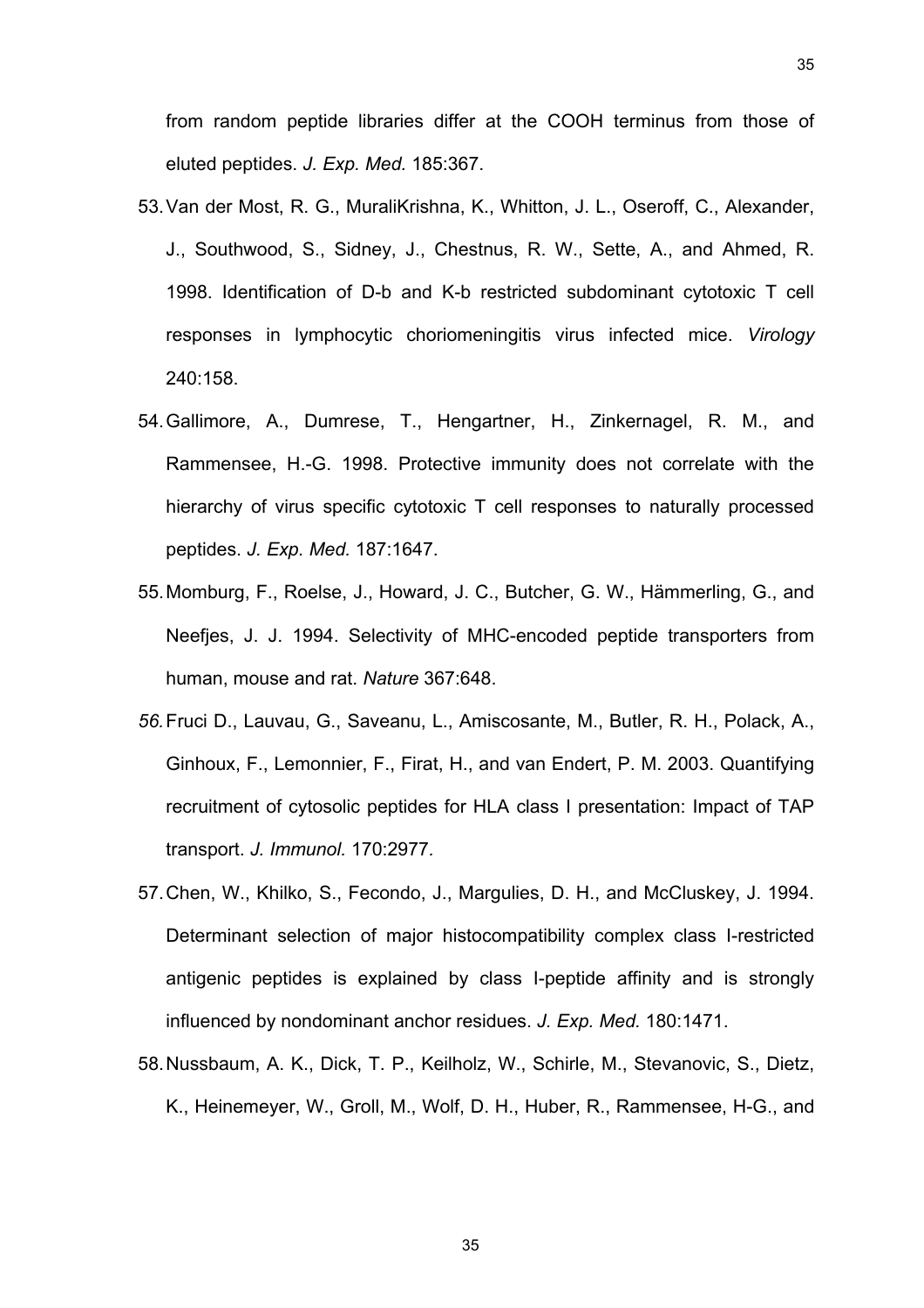from random peptide libraries differ at the COOH terminus from those of eluted peptides. *J. Exp. Med.* 185:367.

53. Van der Most, R. G., MuraliKrishna, K., Whitton, J. L., Oseroff, C., Alexander, J., Southwood, S., Sidney, J., Chestnus, R. W., Sette, A., and Ahmed, R. 1998. Identification of D-b and K-b restricted subdominant cytotoxic T cell responses in lymphocytic choriomeningitis virus infected mice. *Virology* 240:158.

54. Gallimore, A., Dumrese, T., Hengartner, H., Zinkernagel, R. M., and Rammensee, H.-G. 1998. Protective immunity does not correlate with the hierarchy of virus specific cytotoxic T cell responses to naturally processed peptides. *J. Exp. Med.* 187:1647.

55. Momburg, F., Roelse, J., Howard, J. C., Butcher, G. W., Hämmerling, G., and Neefjes, J. J. 1994. Selectivity of MHC-encoded peptide transporters from human, mouse and rat. *Nature* 367:648.

56. Fruci D., Lauvau, G., Saveanu, L., Amiscosante, M., Butler, R. H., Polack, A., Ginhoux, F., Lemonnier, F., Firat, H., and van Endert, P. M. 2003. Quantifying recruitment of cytosolic peptides for HLA class I presentation: Impact of TAP transport. *J. Immunol.* 170:2977.

57. Chen, W., Khilko, S., Fecondo, J., Margulies, D. H., and McCluskey, J. 1994. Determinant selection of major histocompatibility complex class I-restricted antigenic peptides is explained by class I-peptide affinity and is strongly influenced by nondominant anchor residues. *J. Exp. Med.* 180:1471.

58. Nussbaum, A. K., Dick, T. P., Keilholz, W., Schirle, M., Stevanovic, S., Dietz, K., Heinemeyer, W., Groll, M., Wolf, D. H., Huber, R., Rammensee, H-G., and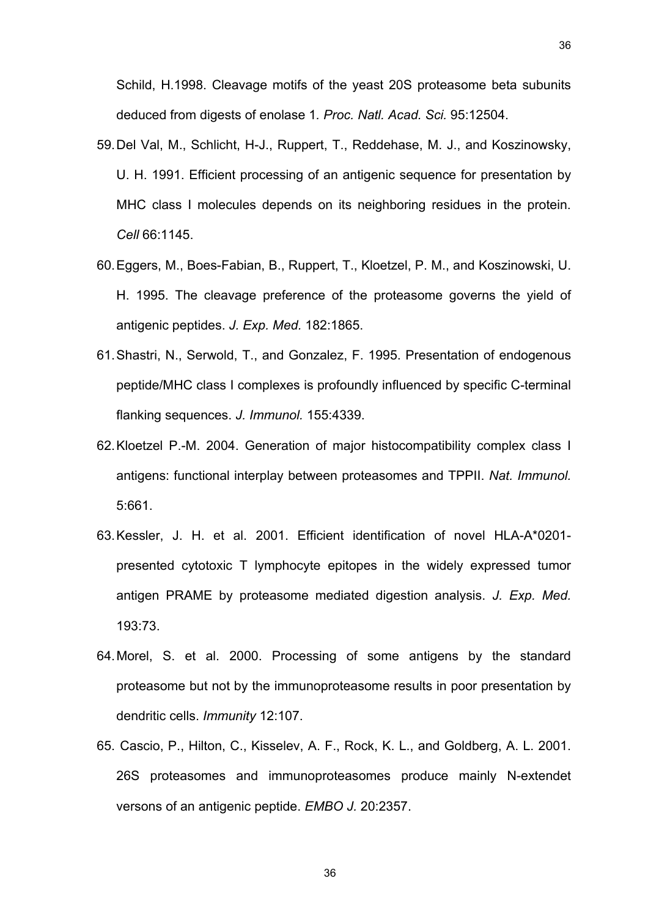Schild, H.1998. Cleavage motifs of the yeast 20S proteasome beta subunits deduced from digests of enolase 1. *Proc. Natl. Acad. Sci.* 95:12504.

59. Del Val, M., Schlicht, H-J., Ruppert, T., Reddehase, M. J., and Koszinowsky, U. H. 1991. Efficient processing of an antigenic sequence for presentation by MHC class I molecules depends on its neighboring residues in the protein. *Cell* 66:1145.

60. Eggers, M., Boes-Fabian, B., Ruppert, T., Kloetzel, P. M., and Koszinowski, U. H. 1995. The cleavage preference of the proteasome governs the yield of antigenic peptides. *J. Exp. Med.* 182:1865.

61. Shastri, N., Serwold, T., and Gonzalez, F. 1995. Presentation of endogenous peptide/MHC class I complexes is profoundly influenced by specific C-terminal flanking sequences. *J. Immunol.* 155:4339.

62. Kloetzel P.-M. 2004. Generation of major histocompatibility complex class I antigens: functional interplay between proteasomes and TPPII. *Nat. Immunol.* 5:661.

63. Kessler, J. H. et al. 2001. Efficient identification of novel HLA-A*0201-presented cytotoxic T lymphocyte epitopes in the widely expressed tumor antigen PRAME by proteasome mediated digestion analysis. *J. Exp. Med.* 193:73.

64. Morel, S. et al. 2000. Processing of some antigens by the standard proteasome but not by the immunoproteasome results in poor presentation by dendritic cells. *Immunity* 12:107.

65. Cascio, P., Hilton, C., Kisselev, A. F., Rock, K. L., and Goldberg, A. L. 2001. 26S proteasomes and immunoproteasomes produce mainly N-extendet versons of an antigenic peptide. *EMBO J.* 20:2357.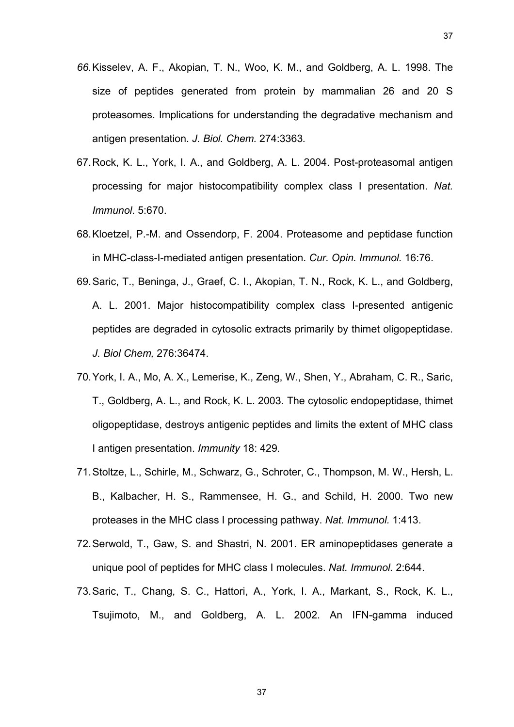66. Kisselev, A. F., Akopian, T. N., Woo, K. M., and Goldberg, A. L. 1998. The size of peptides generated from protein by mammalian 26 and 20 S proteasomes. Implications for understanding the degradative mechanism and antigen presentation. *J. Biol. Chem.* 274:3363.

67. Rock, K. L., York, I. A., and Goldberg, A. L. 2004. Post-proteasomal antigen processing for major histocompatibility complex class I presentation. *Nat. Immunol*. 5:670.

68. Kloetzel, P.-M. and Ossendorp, F. 2004. Proteasome and peptidase function in MHC-class-I-mediated antigen presentation. *Cur. Opin. Immunol.* 16:76.

69. Saric, T., Beninga, J., Graef, C. I., Akopian, T. N., Rock, K. L., and Goldberg, A. L. 2001. Major histocompatibility complex class I-presented antigenic peptides are degraded in cytosolic extracts primarily by thimet oligopeptidase. *J. Biol Chem,* 276:36474.

70. York, I. A., Mo, A. X., Lemerise, K., Zeng, W., Shen, Y., Abraham, C. R., Saric, T., Goldberg, A. L., and Rock, K. L. 2003. The cytosolic endopeptidase, thimet oligopeptidase, destroys antigenic peptides and limits the extent of MHC class I antigen presentation. *Immunity* 18: 429*.*

71. Stoltze, L., Schirle, M., Schwarz, G., Schroter, C., Thompson, M. W., Hersh, L. B., Kalbacher, H. S., Rammensee, H. G., and Schild, H. 2000. Two new proteases in the MHC class I processing pathway. *Nat. Immunol.* 1:413.

72. Serwold, T., Gaw, S. and Shastri, N. 2001. ER aminopeptidases generate a unique pool of peptides for MHC class I molecules. *Nat. Immunol.* 2:644.

73. Saric, T., Chang, S. C., Hattori, A., York, I. A., Markant, S., Rock, K. L., Tsujimoto, M., and Goldberg, A. L. 2002. An IFN-gamma induced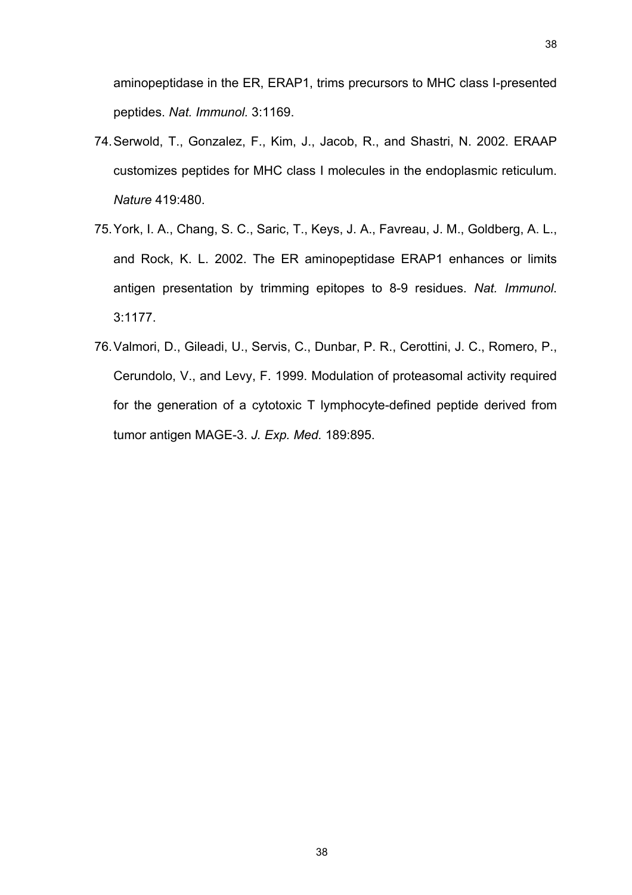aminopeptidase in the ER, ERAP1, trims precursors to MHC class I-presented peptides. *Nat. Immunol.* 3:1169.

74. Serwold, T., Gonzalez, F., Kim, J., Jacob, R., and Shastri, N. 2002. ERAAP customizes peptides for MHC class I molecules in the endoplasmic reticulum. *Nature* 419:480.

75. York, I. A., Chang, S. C., Saric, T., Keys, J. A., Favreau, J. M., Goldberg, A. L., and Rock, K. L. 2002. The ER aminopeptidase ERAP1 enhances or limits antigen presentation by trimming epitopes to 8-9 residues. *Nat. Immunol.* 3:1177.

76. Valmori, D., Gileadi, U., Servis, C., Dunbar, P. R., Cerottini, J. C., Romero, P., Cerundolo, V., and Levy, F. 1999. Modulation of proteasomal activity required for the generation of a cytotoxic T lymphocyte-defined peptide derived from tumor antigen MAGE-3. *J. Exp. Med.* 189:895.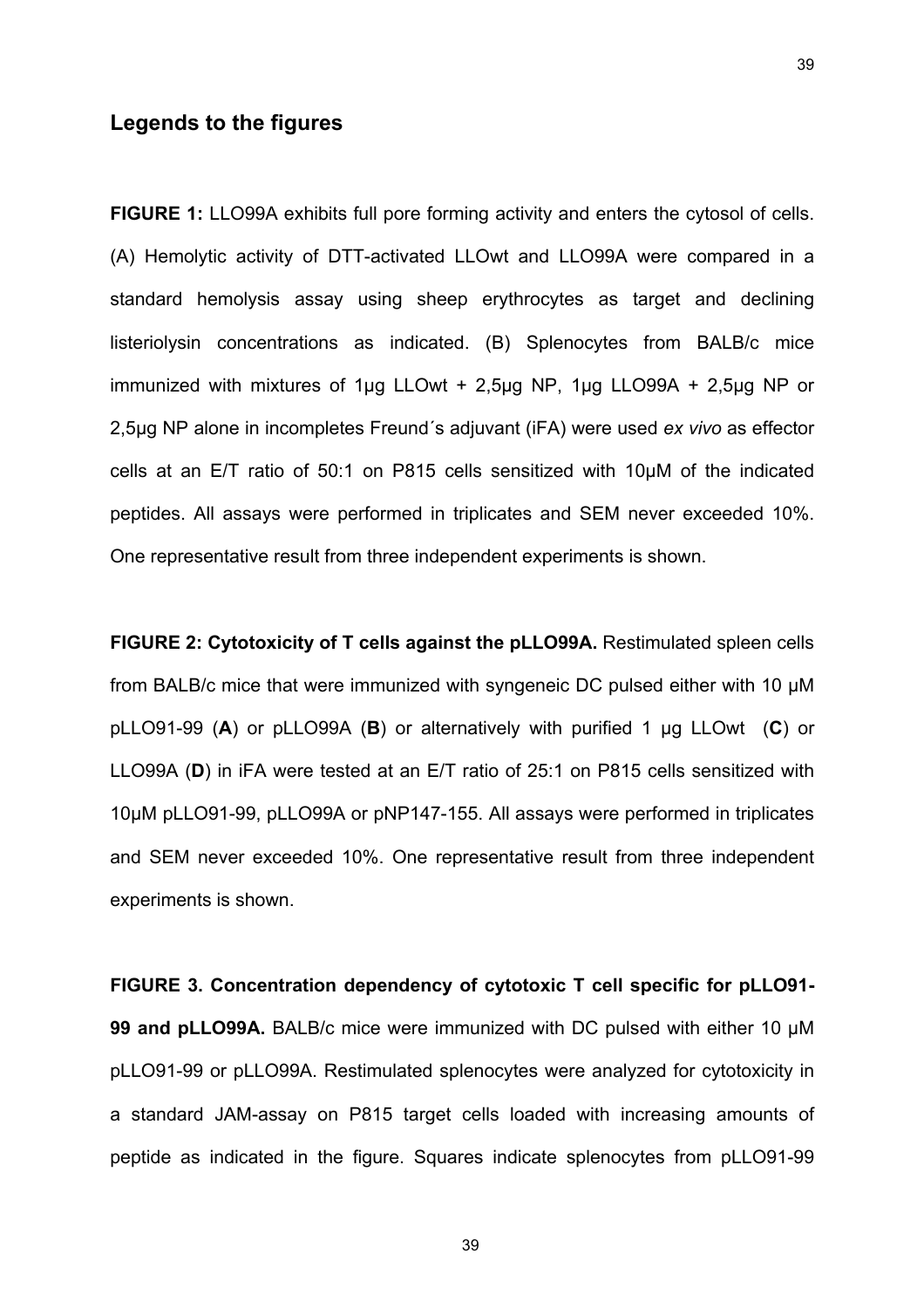## Legends to the figures

**FIGURE 1:** LLO99A exhibits full pore forming activity and enters the cytosol of cells. (A) Hemolytic activity of DTT-activated LLOwt and LLO99A were compared in a standard hemolysis assay using sheep erythrocytes as target and declining listeriolysin concentrations as indicated. (B) Splenocytes from BALB/c mice immunized with mixtures of 1µg LLOwt + 2,5µg NP, 1µg LLO99A + 2,5µg NP or 2,5µg NP alone in incompletes Freund´s adjuvant (iFA) were used *ex vivo* as effector cells at an E/T ratio of 50:1 on P815 cells sensitized with 10µM of the indicated peptides. All assays were performed in triplicates and SEM never exceeded 10%. One representative result from three independent experiments is shown.

**FIGURE 2: Cytotoxicity of T cells against the pLLO99A.** Restimulated spleen cells from BALB/c mice that were immunized with syngeneic DC pulsed either with 10 µM pLLO91-99 (**A**) or pLLO99A (**B**) or alternatively with purified 1 µg LLOwt (**C**) or LLO99A (**D**) in iFA were tested at an E/T ratio of 25:1 on P815 cells sensitized with 10µM pLLO91-99, pLLO99A or pNP147-155. All assays were performed in triplicates and SEM never exceeded 10%. One representative result from three independent experiments is shown.

**FIGURE 3. Concentration dependency of cytotoxic T cell specific for pLLO91-99 and pLLO99A.** BALB/c mice were immunized with DC pulsed with either 10 µM pLLO91-99 or pLLO99A. Restimulated splenocytes were analyzed for cytotoxicity in a standard JAM-assay on P815 target cells loaded with increasing amounts of peptide as indicated in the figure. Squares indicate splenocytes from pLLO91-99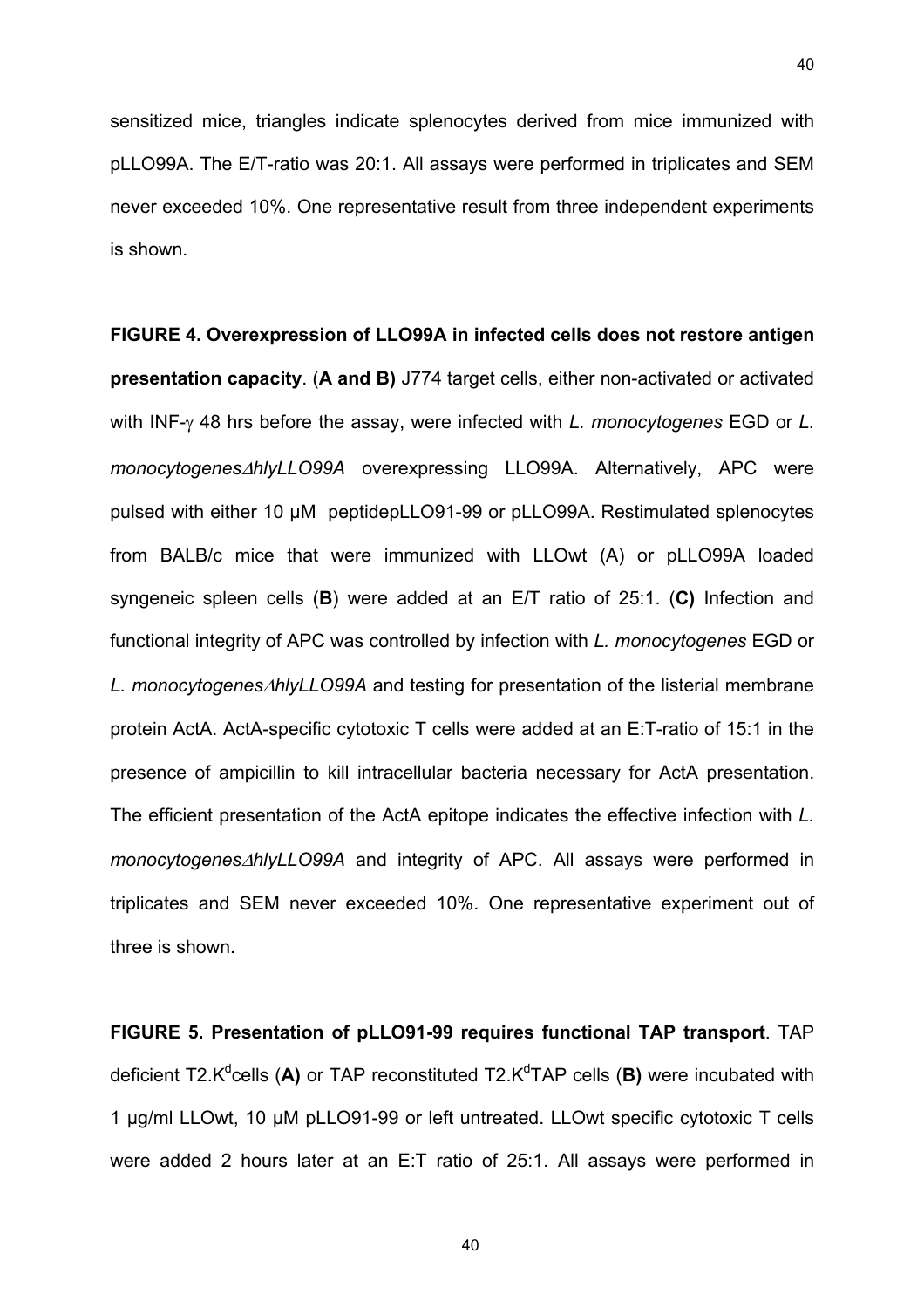sensitized mice, triangles indicate splenocytes derived from mice immunized with pLLO99A. The E/T-ratio was 20:1. All assays were performed in triplicates and SEM never exceeded 10%. One representative result from three independent experiments is shown.

**FIGURE 4. Overexpression of LLO99A in infected cells does not restore antigen presentation capacity**. (**A and B)** J774 target cells, either non-activated or activated with INF-$\gamma$ 48 hrs before the assay, were infected with *L. monocytogenes* EGD or *L. monocytogenes$\Delta$hlyLLO99A* overexpressing LLO99A. Alternatively, APC were pulsed with either 10 µM peptidepLLO91-99 or pLLO99A. Restimulated splenocytes from BALB/c mice that were immunized with LLOwt (A) or pLLO99A loaded syngeneic spleen cells (**B**) were added at an E/T ratio of 25:1. (**C)** Infection and functional integrity of APC was controlled by infection with *L. monocytogenes* EGD or *L. monocytogenes$\Delta$hlyLLO99A* and testing for presentation of the listerial membrane protein ActA. ActA-specific cytotoxic T cells were added at an E:T-ratio of 15:1 in the presence of ampicillin to kill intracellular bacteria necessary for ActA presentation. The efficient presentation of the ActA epitope indicates the effective infection with *L. monocytogenes$\Delta$hlyLLO99A* and integrity of APC. All assays were performed in triplicates and SEM never exceeded 10%. One representative experiment out of three is shown.

**FIGURE 5. Presentation of pLLO91-99 requires functional TAP transport**. TAP deficient T2.$K^d$cells (**A)** or TAP reconstituted T2.$K^d$TAP cells (**B)** were incubated with 1 µg/ml LLOwt, 10 µM pLLO91-99 or left untreated. LLOwt specific cytotoxic T cells were added 2 hours later at an E:T ratio of 25:1. All assays were performed in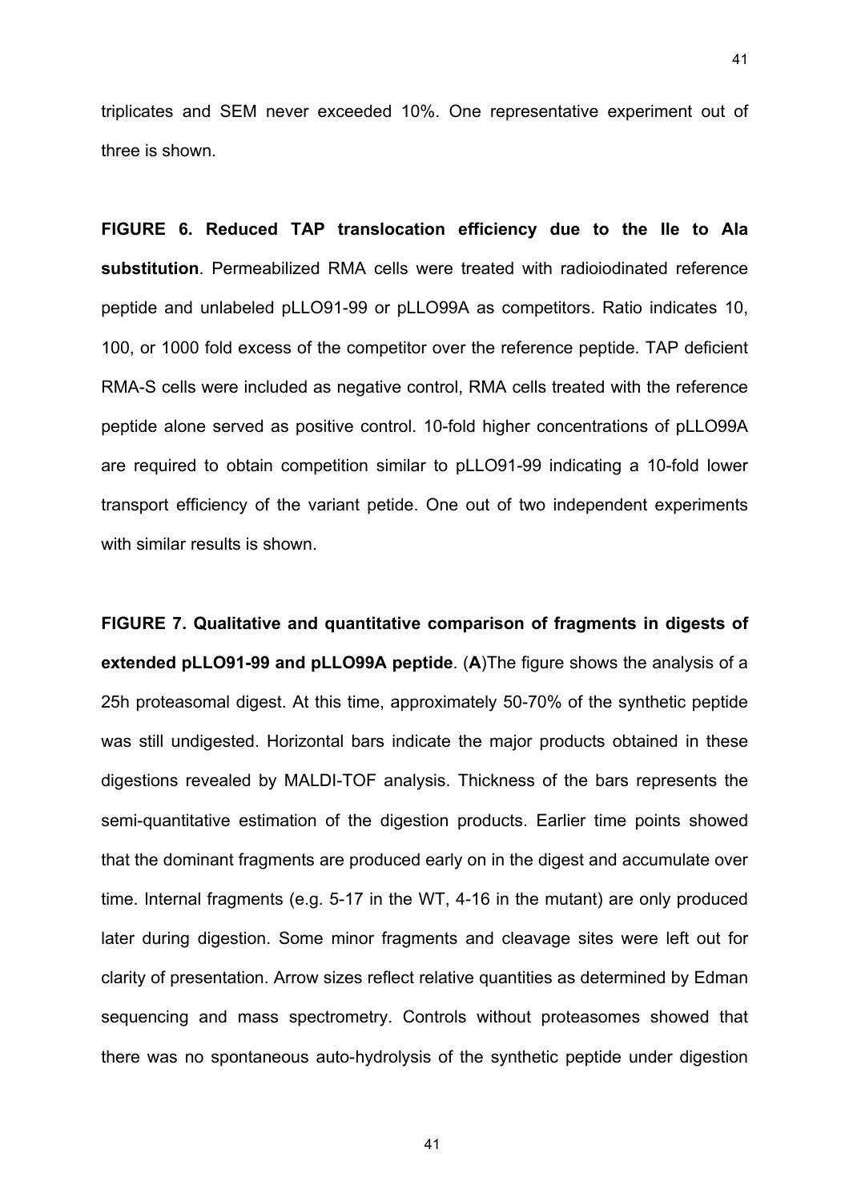triplicates and SEM never exceeded 10%. One representative experiment out of three is shown.

**FIGURE 6. Reduced TAP translocation efficiency due to the Ile to Ala substitution**. Permeabilized RMA cells were treated with radioiodinated reference peptide and unlabeled pLLO91-99 or pLLO99A as competitors. Ratio indicates 10, 100, or 1000 fold excess of the competitor over the reference peptide. TAP deficient RMA-S cells were included as negative control, RMA cells treated with the reference peptide alone served as positive control. 10-fold higher concentrations of pLLO99A are required to obtain competition similar to pLLO91-99 indicating a 10-fold lower transport efficiency of the variant petide. One out of two independent experiments with similar results is shown.

**FIGURE 7. Qualitative and quantitative comparison of fragments in digests of extended pLLO91-99 and pLLO99A peptide**. (**A**)The figure shows the analysis of a 25h proteasomal digest. At this time, approximately 50-70% of the synthetic peptide was still undigested. Horizontal bars indicate the major products obtained in these digestions revealed by MALDI-TOF analysis. Thickness of the bars represents the semi-quantitative estimation of the digestion products. Earlier time points showed that the dominant fragments are produced early on in the digest and accumulate over time. Internal fragments (e.g. 5-17 in the WT, 4-16 in the mutant) are only produced later during digestion. Some minor fragments and cleavage sites were left out for clarity of presentation. Arrow sizes reflect relative quantities as determined by Edman sequencing and mass spectrometry. Controls without proteasomes showed that there was no spontaneous auto-hydrolysis of the synthetic peptide under digestion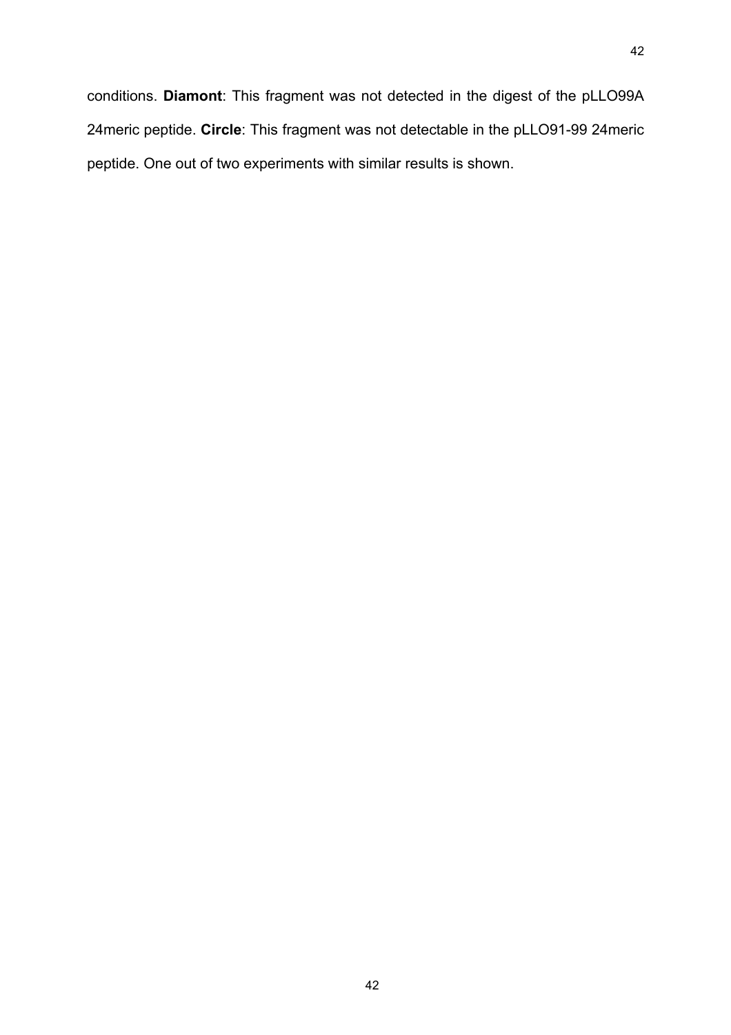conditions. **Diamont**: This fragment was not detected in the digest of the pLLO99A 24meric peptide. **Circle**: This fragment was not detectable in the pLLO91-99 24meric peptide. One out of two experiments with similar results is shown.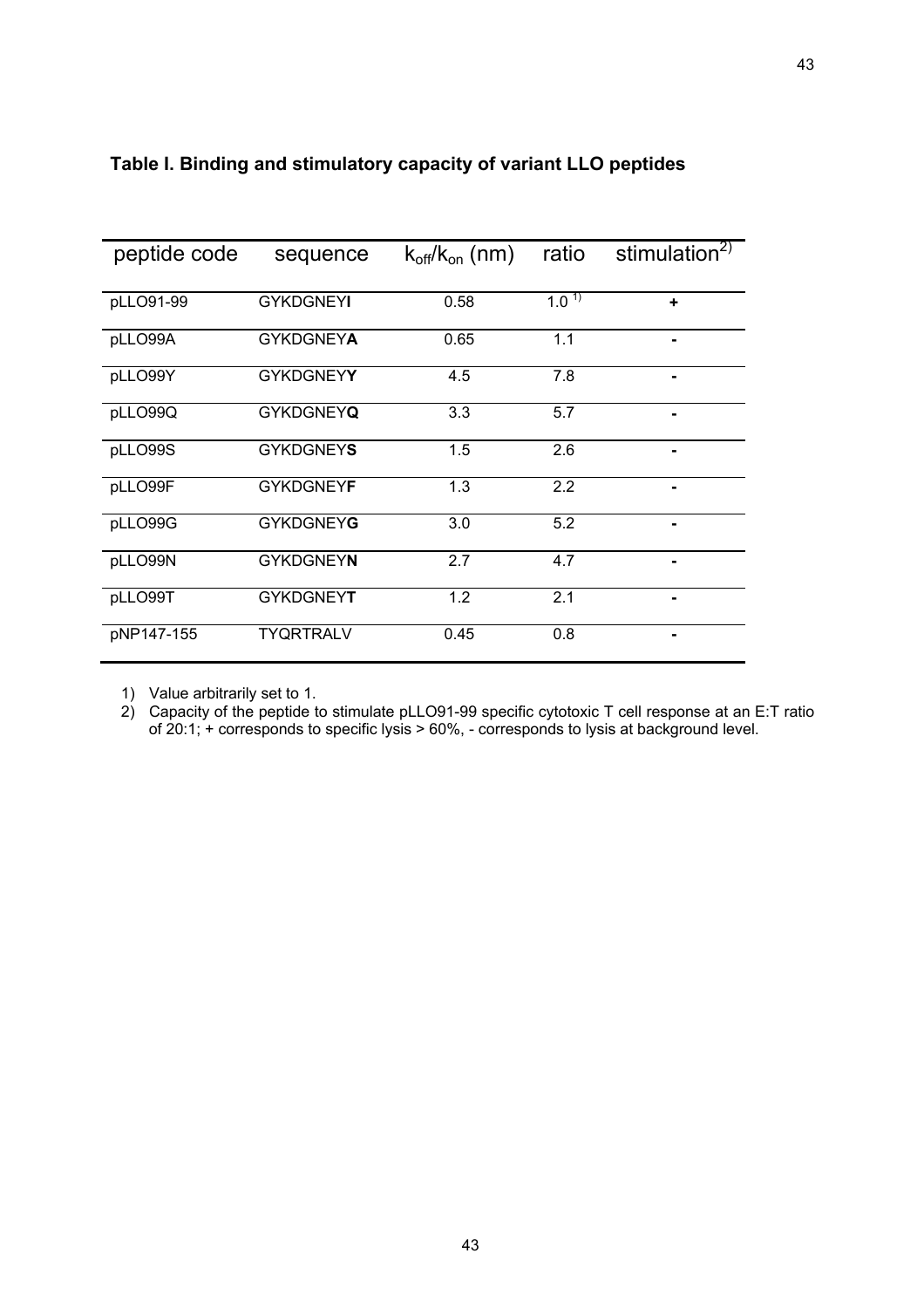**Table I. Binding and stimulatory capacity of variant LLO peptides**

| peptide code | sequence | $k_{off}/k_{on}$ (nm) | ratio | stimulation[2)] |
|---|---|---|---|---|
| pLLO91-99 | GYKDGNEY**I** | 0.58 | 1.0 [1)] | + |
| pLLO99A | GYKDGNEY**A** | 0.65 | 1.1 | - |
| pLLO99Y | GYKDGNEY**Y** | 4.5 | 7.8 | - |
| pLLO99Q | GYKDGNEY**Q** | 3.3 | 5.7 | - |
| pLLO99S | GYKDGNEY**S** | 1.5 | 2.6 | - |
| pLLO99F | GYKDGNEY**F** | 1.3 | 2.2 | - |
| pLLO99G | GYKDGNEY**G** | 3.0 | 5.2 | - |
| pLLO99N | GYKDGNEY**N** | 2.7 | 4.7 | - |
| pLLO99T | GYKDGNEY**T** | 1.2 | 2.1 | - |
| pNP147-155 | TYQRTRALV | 0.45 | 0.8 | - |

1) Value arbitrarily set to 1.
2) Capacity of the peptide to stimulate pLLO91-99 specific cytotoxic T cell response at an E:T ratio of 20:1; + corresponds to specific lysis > 60%, - corresponds to lysis at background level.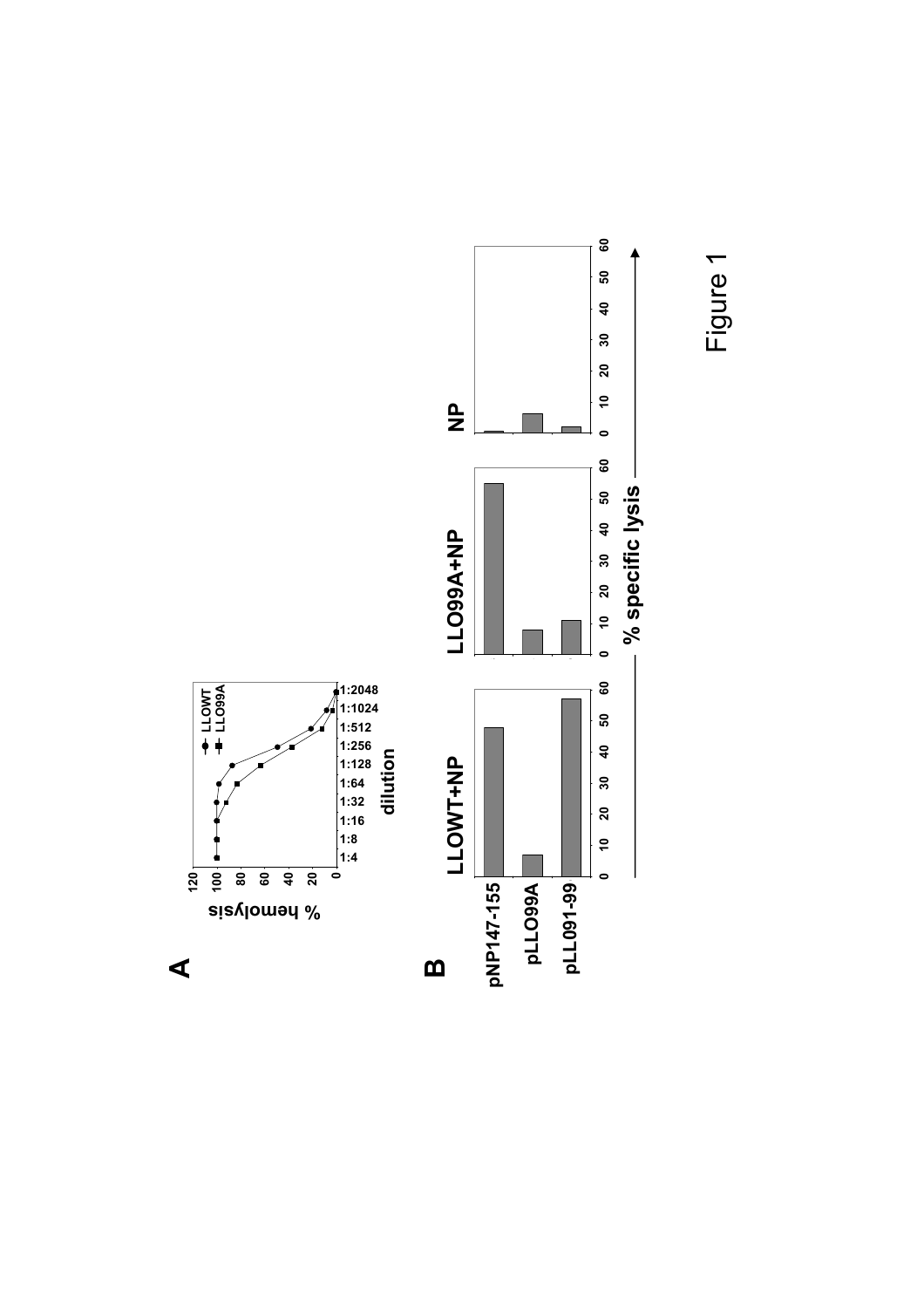**A**

% hemolysis

LLOWT
LLO99A

120
100
80
60
40
20
0

1:4
1:8
1:16
1:32
1:64
1:128
1:256
1:512
1:1024
1:2048

dilution

**B**

LLOWT+NP

LLO99A+NP

NP

pNP147-155

pLLO99A

pLLO91-99

0 10 20 30 40 50 60

% specific lysis

Figure 1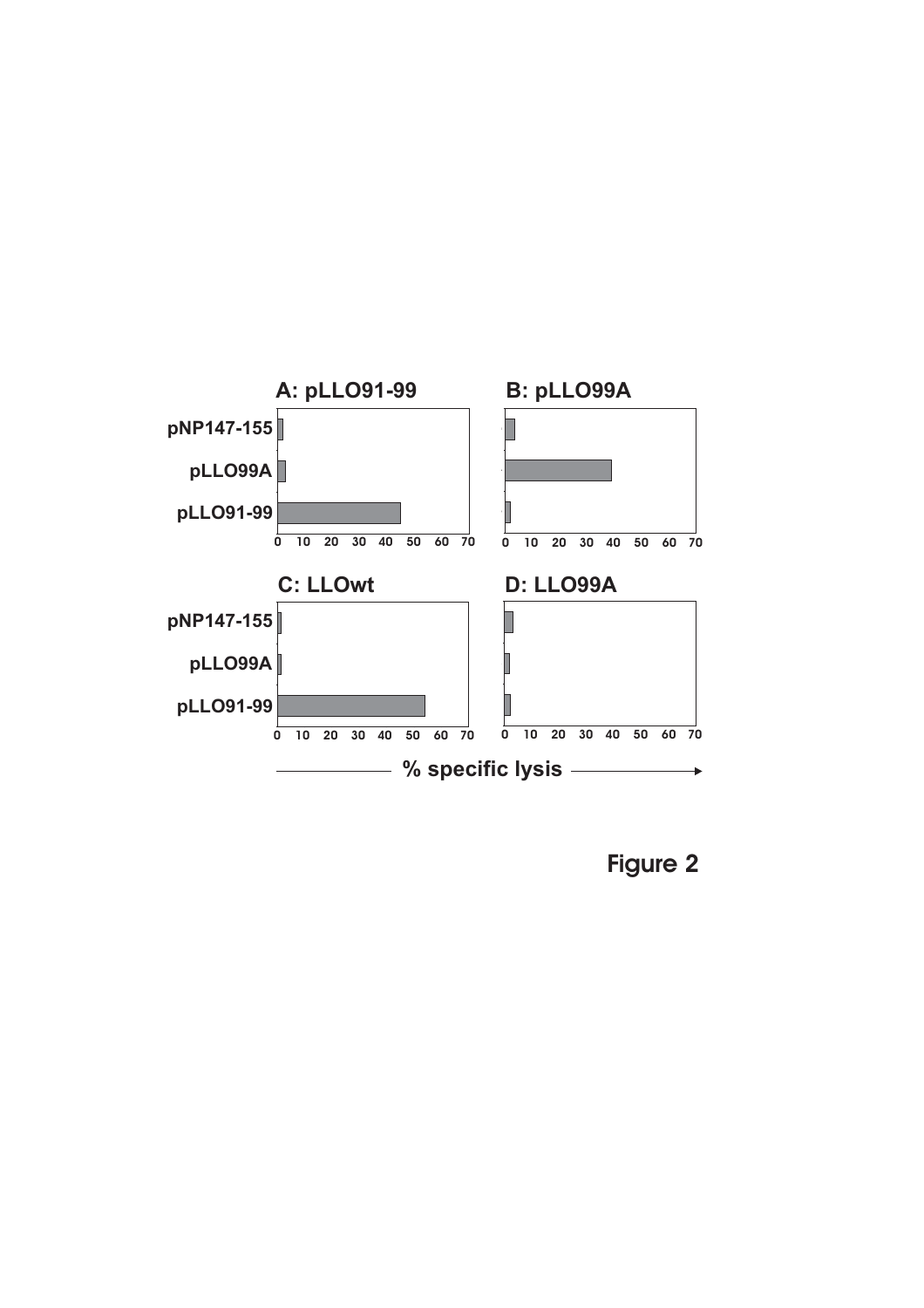Figure 2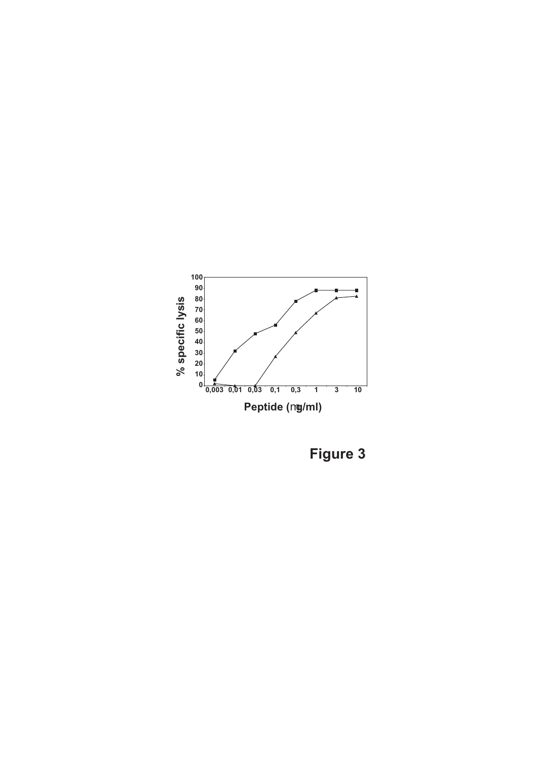Figure 3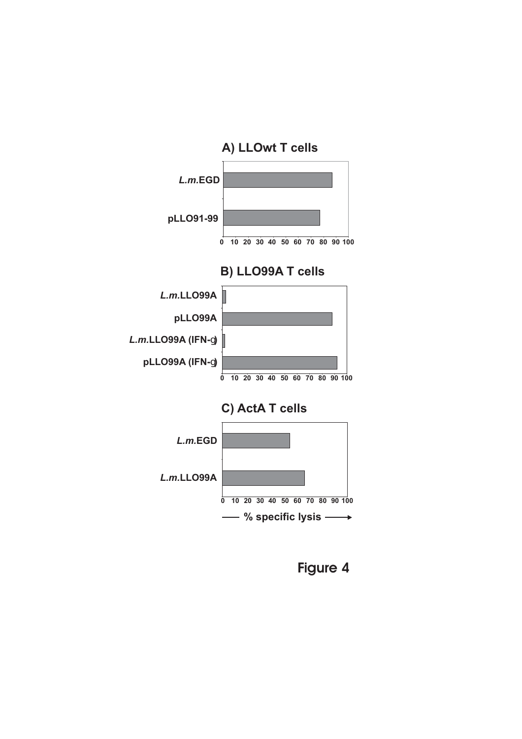A) LLOwt T cells

*L.m.*EGD

pLLO91-99

0 10 20 30 40 50 60 70 80 90 100

B) LLO99A T cells

*L.m.*LLO99A

pLLO99A

*L.m.*LLO99A (IFN-g)

pLLO99A (IFN-g)

0 10 20 30 40 50 60 70 80 90 100

C) ActA T cells

*L.m.*EGD

*L.m.*LLO99A

0 10 20 30 40 50 60 70 80 90 100

% specific lysis

Figure 4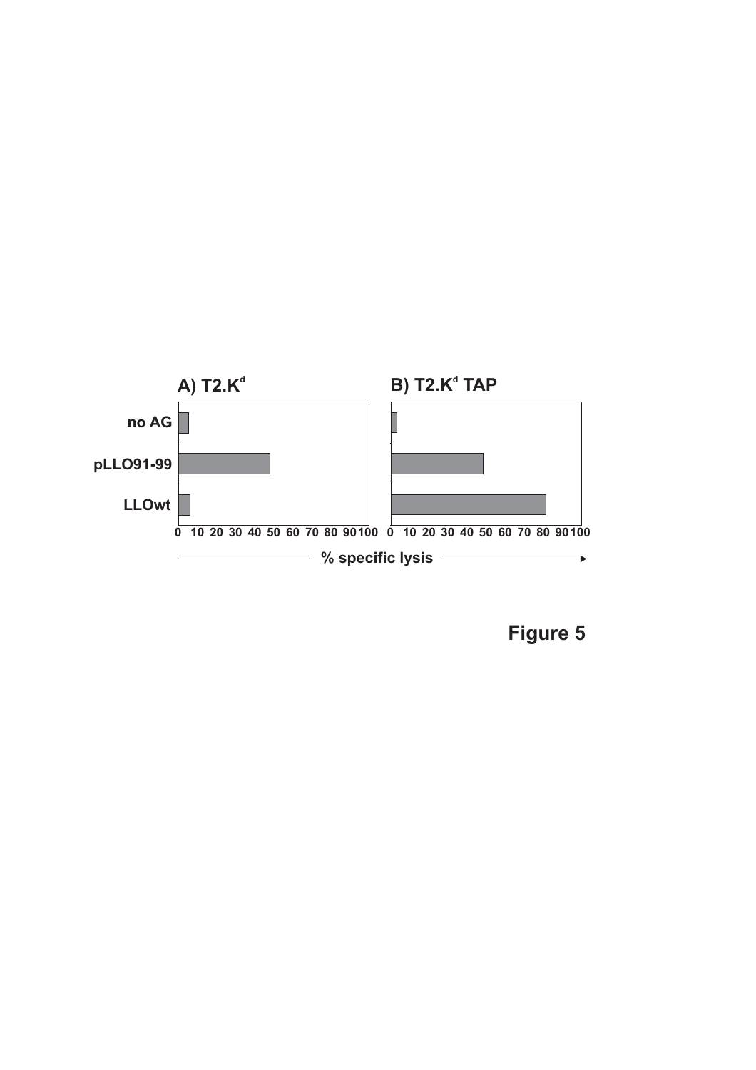A) T2.K$^{d}$

B) T2.K$^{d}$ TAP

| | A) T2.K$^{d}$ | B) T2.K$^{d}$ TAP |
|---|---|---|
| no AG | | |
| pLLO91-99 | | |
| LLOwt | | |

0 10 20 30 40 50 60 70 80 90 100

% specific lysis

Figure 5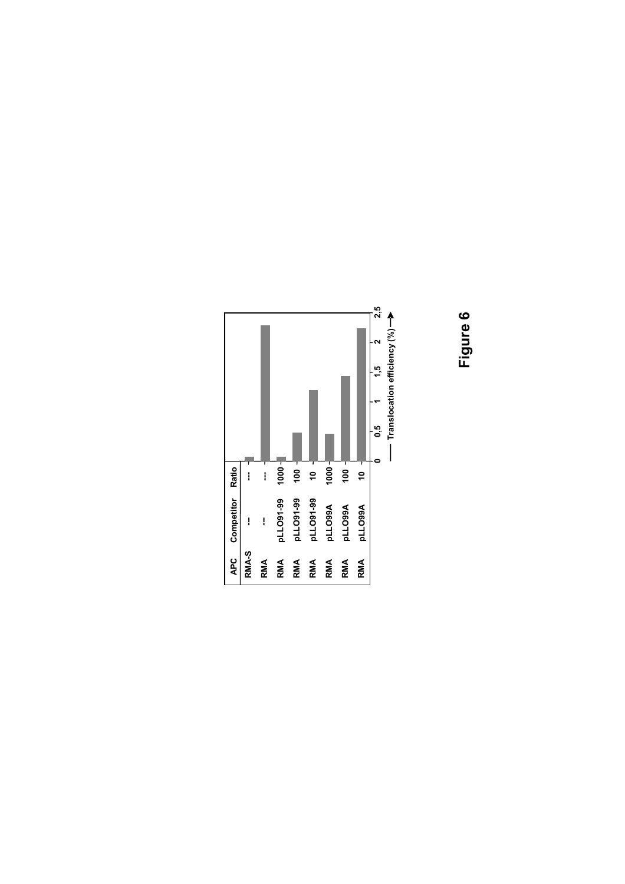| APC | Competitor | Ratio |
|---|---|---|
| RMA-S | --- | --- |
| RMA | --- | --- |
| RMA | pLLO91-99 | 1000 |
| RMA | pLLO91-99 | 100 |
| RMA | pLLO91-99 | 10 |
| RMA | pLLO99A | 1000 |
| RMA | pLLO99A | 100 |
| RMA | pLLO99A | 10 |

Translocation efficiency (%)

**Figure 6**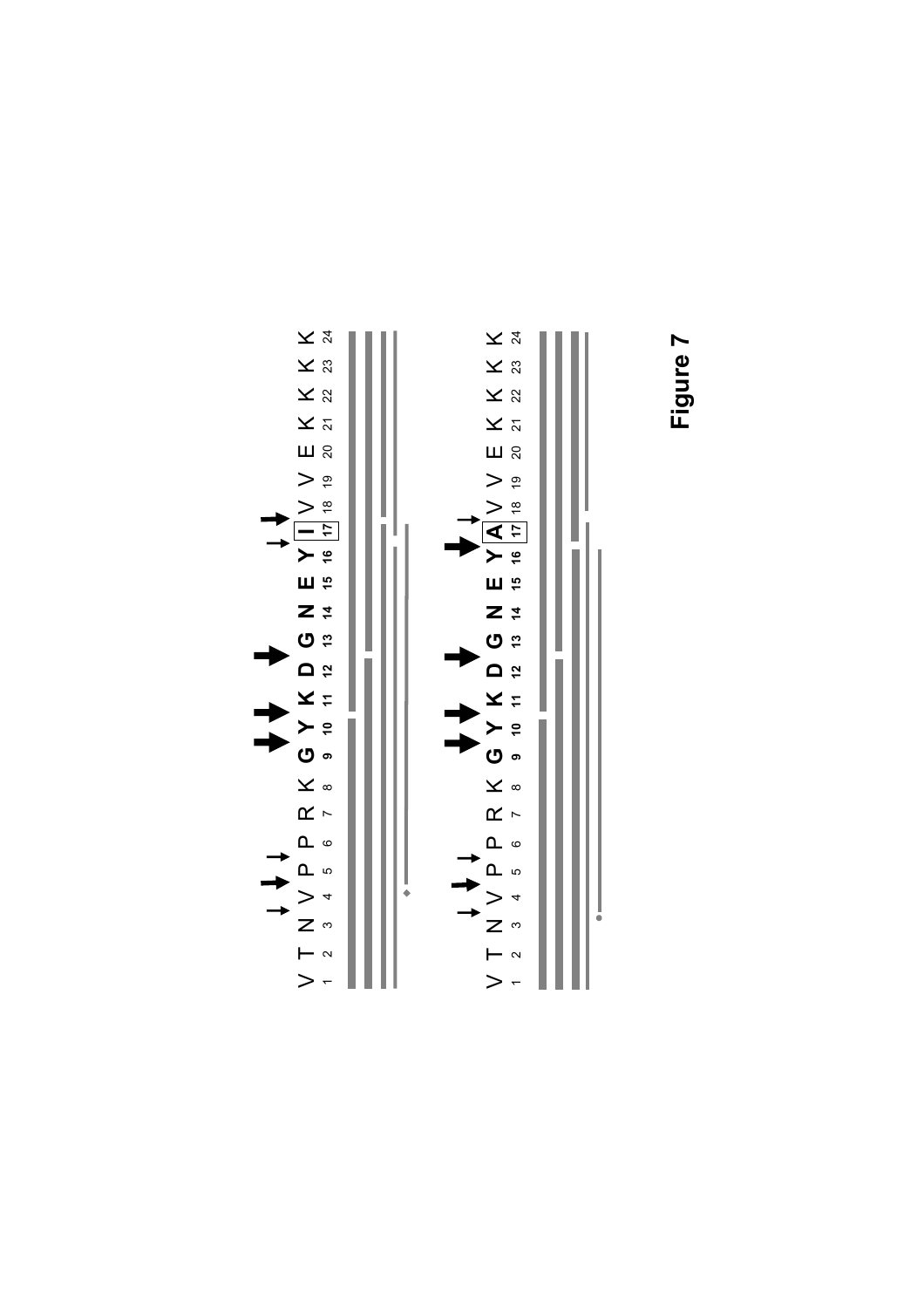V T N V P P R K G Y K D G N E Y I V V E K K K K

1 2 3 4 5 6 7 8 9 10 11 12 13 14 15 16 17 18 19 20 21 22 23 24

V T N V P P R K G Y K D G N E Y A V V E K K K K

1 2 3 4 5 6 7 8 9 10 11 12 13 14 15 16 17 18 19 20 21 22 23 24

**Figure 7**